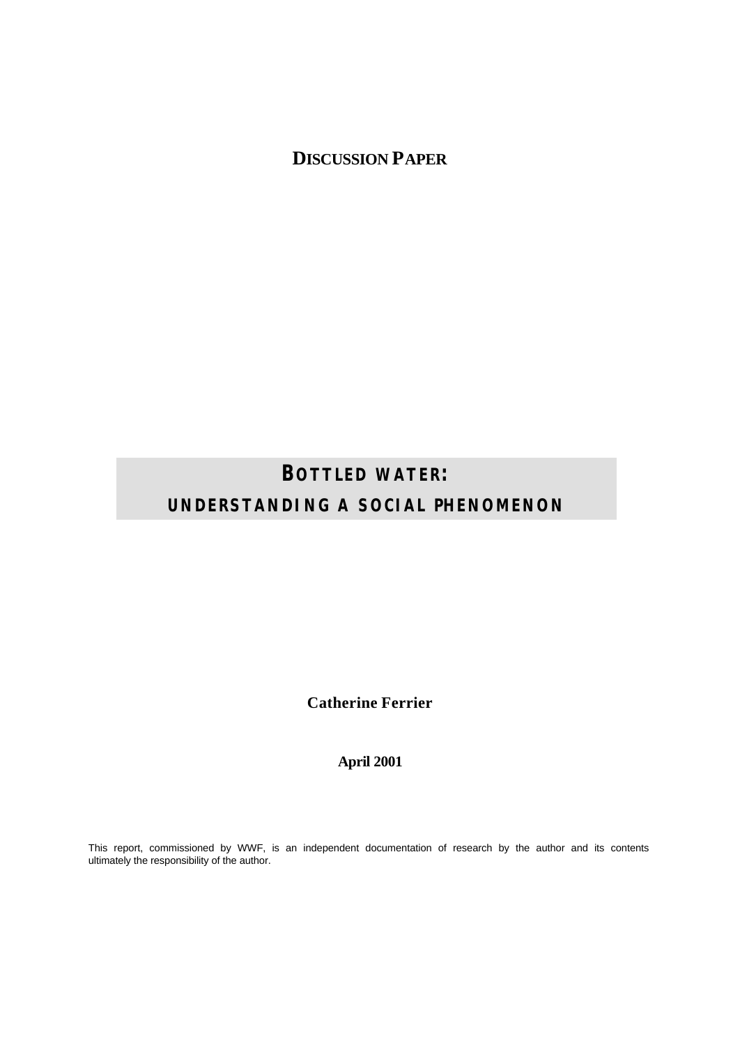**DISCUSSION PAPER**

# BOTTLED WATER:
# UNDERSTANDING A SOCIAL PHENOMENON

**Catherine Ferrier**

**April 2001**

This report, commissioned by WWF, is an independent documentation of research by the author and its contents ultimately the responsibility of the author.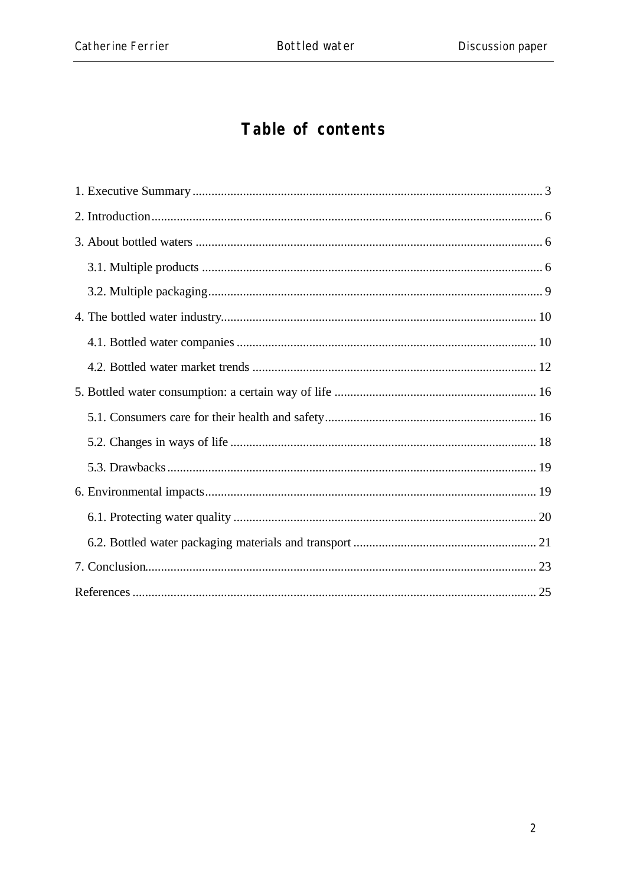# Table of contents

1. Executive Summary ........................................................................................................ 3
2. Introduction.................................................................................................................. 6
3. About bottled waters ..................................................................................................... 6
   3.1. Multiple products ...................................................................................................... 6
   3.2. Multiple packaging..................................................................................................... 9
4. The bottled water industry............................................................................................. 10
   4.1. Bottled water companies ............................................................................................ 10
   4.2. Bottled water market trends ........................................................................................ 12
5. Bottled water consumption: a certain way of life ............................................................... 16
   5.1. Consumers care for their health and safety.................................................................... 16
   5.2. Changes in ways of life ............................................................................................... 18
   5.3. Drawbacks................................................................................................................ 19
6. Environmental impacts.................................................................................................... 19
   6.1. Protecting water quality .............................................................................................. 20
   6.2. Bottled water packaging materials and transport ............................................................ 21
7. Conclusion...................................................................................................................... 23

References ........................................................................................................................... 25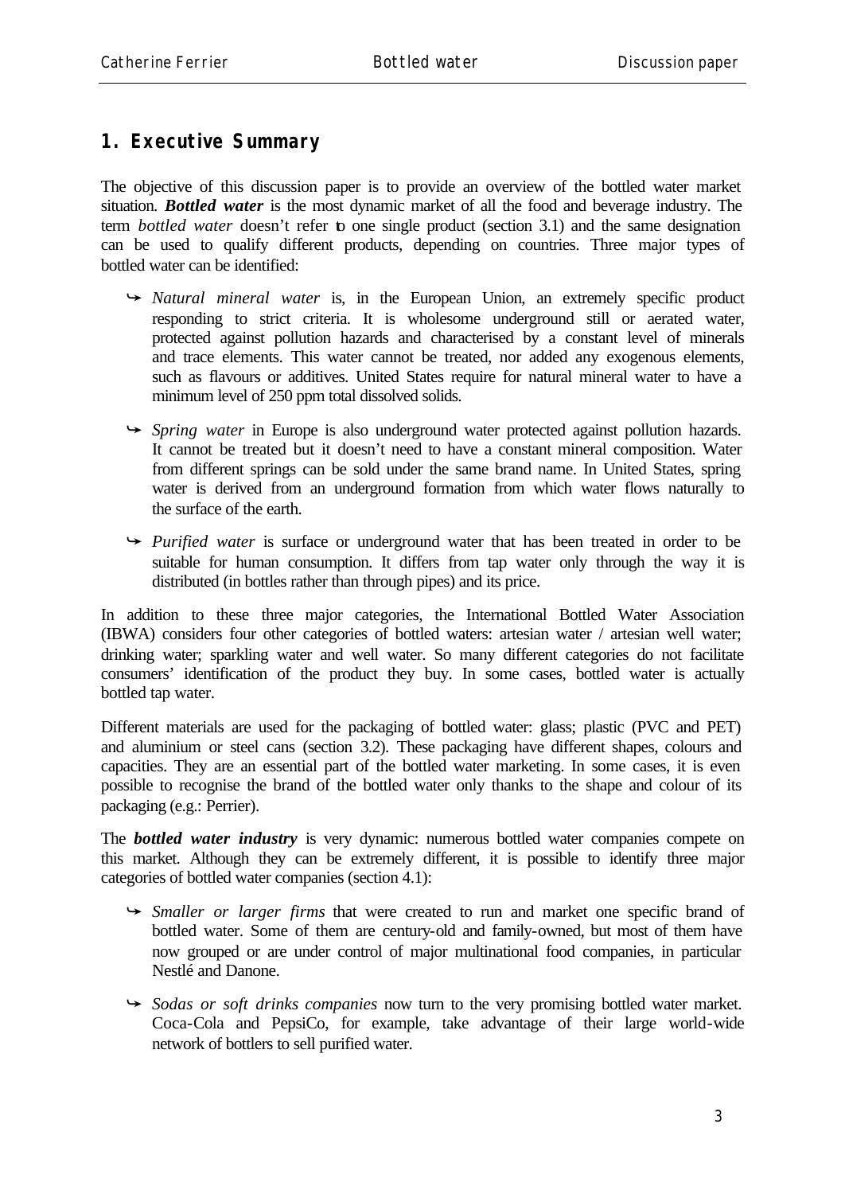## 1. Executive Summary

The objective of this discussion paper is to provide an overview of the bottled water market situation. ***Bottled water*** is the most dynamic market of all the food and beverage industry. The term *bottled water* doesn't refer to one single product (section 3.1) and the same designation can be used to qualify different products, depending on countries. Three major types of bottled water can be identified:

- *Natural mineral water* is, in the European Union, an extremely specific product responding to strict criteria. It is wholesome underground still or aerated water, protected against pollution hazards and characterised by a constant level of minerals and trace elements. This water cannot be treated, nor added any exogenous elements, such as flavours or additives. United States require for natural mineral water to have a minimum level of 250 ppm total dissolved solids.

- *Spring water* in Europe is also underground water protected against pollution hazards. It cannot be treated but it doesn't need to have a constant mineral composition. Water from different springs can be sold under the same brand name. In United States, spring water is derived from an underground formation from which water flows naturally to the surface of the earth.

- *Purified water* is surface or underground water that has been treated in order to be suitable for human consumption. It differs from tap water only through the way it is distributed (in bottles rather than through pipes) and its price.

In addition to these three major categories, the International Bottled Water Association (IBWA) considers four other categories of bottled waters: artesian water / artesian well water; drinking water; sparkling water and well water. So many different categories do not facilitate consumers' identification of the product they buy. In some cases, bottled water is actually bottled tap water.

Different materials are used for the packaging of bottled water: glass; plastic (PVC and PET) and aluminium or steel cans (section 3.2). These packaging have different shapes, colours and capacities. They are an essential part of the bottled water marketing. In some cases, it is even possible to recognise the brand of the bottled water only thanks to the shape and colour of its packaging (e.g.: Perrier).

The ***bottled water industry*** is very dynamic: numerous bottled water companies compete on this market. Although they can be extremely different, it is possible to identify three major categories of bottled water companies (section 4.1):

- *Smaller or larger firms* that were created to run and market one specific brand of bottled water. Some of them are century-old and family-owned, but most of them have now grouped or are under control of major multinational food companies, in particular Nestlé and Danone.

- *Sodas or soft drinks companies* now turn to the very promising bottled water market. Coca-Cola and PepsiCo, for example, take advantage of their large world-wide network of bottlers to sell purified water.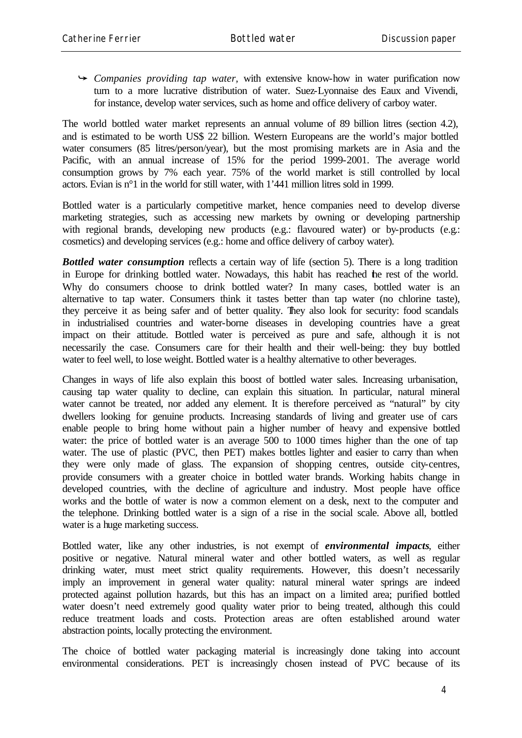- *Companies providing tap water*, with extensive know-how in water purification now turn to a more lucrative distribution of water. Suez-Lyonnaise des Eaux and Vivendi, for instance, develop water services, such as home and office delivery of carboy water.

The world bottled water market represents an annual volume of 89 billion litres (section 4.2), and is estimated to be worth US$ 22 billion. Western Europeans are the world's major bottled water consumers (85 litres/person/year), but the most promising markets are in Asia and the Pacific, with an annual increase of 15% for the period 1999-2001. The average world consumption grows by 7% each year. 75% of the world market is still controlled by local actors. Evian is n°1 in the world for still water, with 1'441 million litres sold in 1999.

Bottled water is a particularly competitive market, hence companies need to develop diverse marketing strategies, such as accessing new markets by owning or developing partnership with regional brands, developing new products (e.g.: flavoured water) or by-products (e.g.: cosmetics) and developing services (e.g.: home and office delivery of carboy water).

***Bottled water consumption*** reflects a certain way of life (section 5). There is a long tradition in Europe for drinking bottled water. Nowadays, this habit has reached the rest of the world. Why do consumers choose to drink bottled water? In many cases, bottled water is an alternative to tap water. Consumers think it tastes better than tap water (no chlorine taste), they perceive it as being safer and of better quality. They also look for security: food scandals in industrialised countries and water-borne diseases in developing countries have a great impact on their attitude. Bottled water is perceived as pure and safe, although it is not necessarily the case. Consumers care for their health and their well-being: they buy bottled water to feel well, to lose weight. Bottled water is a healthy alternative to other beverages.

Changes in ways of life also explain this boost of bottled water sales. Increasing urbanisation, causing tap water quality to decline, can explain this situation. In particular, natural mineral water cannot be treated, nor added any element. It is therefore perceived as "natural" by city dwellers looking for genuine products. Increasing standards of living and greater use of cars enable people to bring home without pain a higher number of heavy and expensive bottled water: the price of bottled water is an average 500 to 1000 times higher than the one of tap water. The use of plastic (PVC, then PET) makes bottles lighter and easier to carry than when they were only made of glass. The expansion of shopping centres, outside city-centres, provide consumers with a greater choice in bottled water brands. Working habits change in developed countries, with the decline of agriculture and industry. Most people have office works and the bottle of water is now a common element on a desk, next to the computer and the telephone. Drinking bottled water is a sign of a rise in the social scale. Above all, bottled water is a huge marketing success.

Bottled water, like any other industries, is not exempt of ***environmental impacts***, either positive or negative. Natural mineral water and other bottled waters, as well as regular drinking water, must meet strict quality requirements. However, this doesn't necessarily imply an improvement in general water quality: natural mineral water springs are indeed protected against pollution hazards, but this has an impact on a limited area; purified bottled water doesn't need extremely good quality water prior to being treated, although this could reduce treatment loads and costs. Protection areas are often established around water abstraction points, locally protecting the environment.

The choice of bottled water packaging material is increasingly done taking into account environmental considerations. PET is increasingly chosen instead of PVC because of its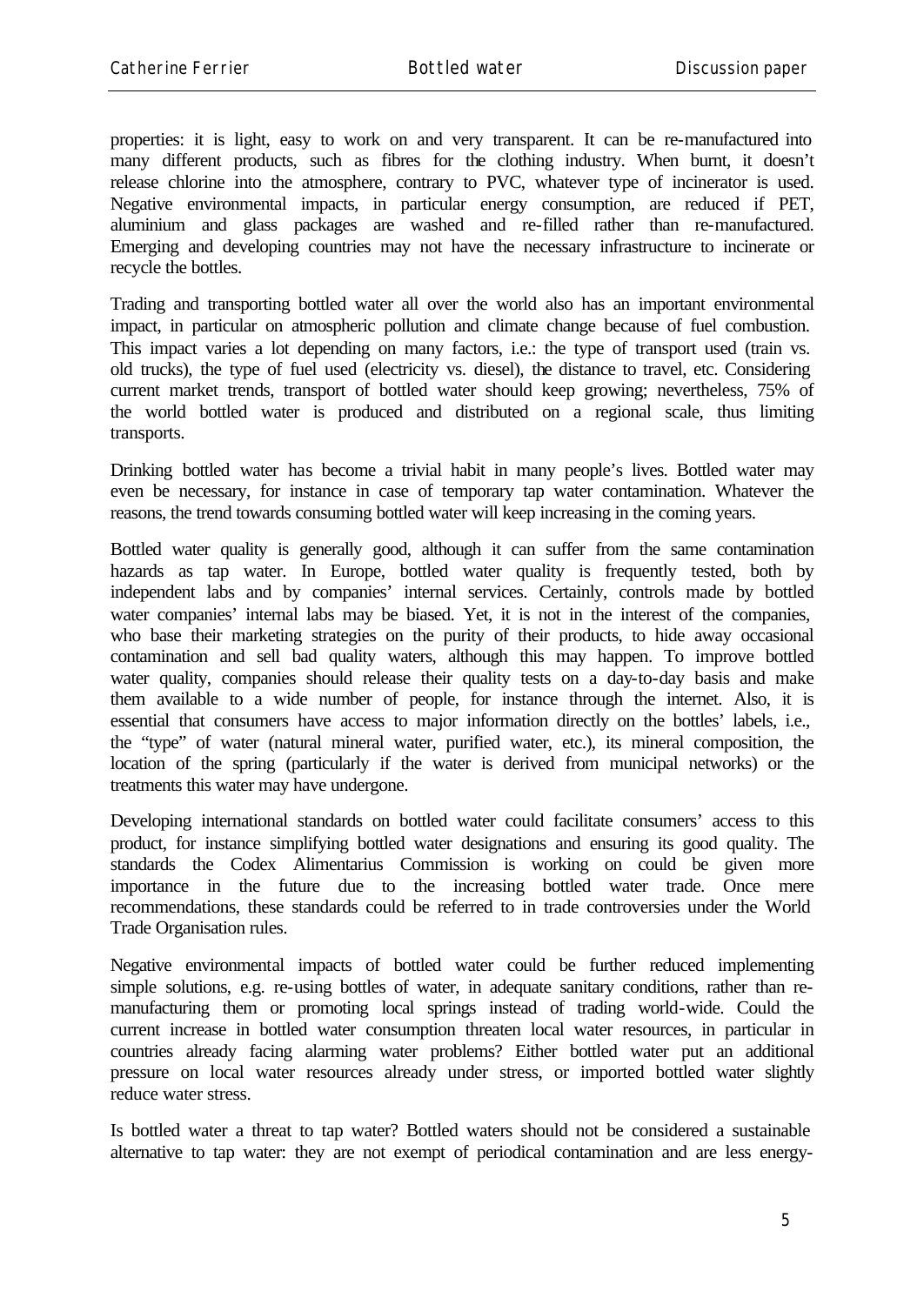properties: it is light, easy to work on and very transparent. It can be re-manufactured into many different products, such as fibres for the clothing industry. When burnt, it doesn't release chlorine into the atmosphere, contrary to PVC, whatever type of incinerator is used. Negative environmental impacts, in particular energy consumption, are reduced if PET, aluminium and glass packages are washed and re-filled rather than re-manufactured. Emerging and developing countries may not have the necessary infrastructure to incinerate or recycle the bottles.

Trading and transporting bottled water all over the world also has an important environmental impact, in particular on atmospheric pollution and climate change because of fuel combustion. This impact varies a lot depending on many factors, i.e.: the type of transport used (train vs. old trucks), the type of fuel used (electricity vs. diesel), the distance to travel, etc. Considering current market trends, transport of bottled water should keep growing; nevertheless, 75% of the world bottled water is produced and distributed on a regional scale, thus limiting transports.

Drinking bottled water has become a trivial habit in many people's lives. Bottled water may even be necessary, for instance in case of temporary tap water contamination. Whatever the reasons, the trend towards consuming bottled water will keep increasing in the coming years.

Bottled water quality is generally good, although it can suffer from the same contamination hazards as tap water. In Europe, bottled water quality is frequently tested, both by independent labs and by companies' internal services. Certainly, controls made by bottled water companies' internal labs may be biased. Yet, it is not in the interest of the companies, who base their marketing strategies on the purity of their products, to hide away occasional contamination and sell bad quality waters, although this may happen. To improve bottled water quality, companies should release their quality tests on a day-to-day basis and make them available to a wide number of people, for instance through the internet. Also, it is essential that consumers have access to major information directly on the bottles' labels, i.e., the "type" of water (natural mineral water, purified water, etc.), its mineral composition, the location of the spring (particularly if the water is derived from municipal networks) or the treatments this water may have undergone.

Developing international standards on bottled water could facilitate consumers' access to this product, for instance simplifying bottled water designations and ensuring its good quality. The standards the Codex Alimentarius Commission is working on could be given more importance in the future due to the increasing bottled water trade. Once mere recommendations, these standards could be referred to in trade controversies under the World Trade Organisation rules.

Negative environmental impacts of bottled water could be further reduced implementing simple solutions, e.g. re-using bottles of water, in adequate sanitary conditions, rather than re-manufacturing them or promoting local springs instead of trading world-wide. Could the current increase in bottled water consumption threaten local water resources, in particular in countries already facing alarming water problems? Either bottled water put an additional pressure on local water resources already under stress, or imported bottled water slightly reduce water stress.

Is bottled water a threat to tap water? Bottled waters should not be considered a sustainable alternative to tap water: they are not exempt of periodical contamination and are less energy-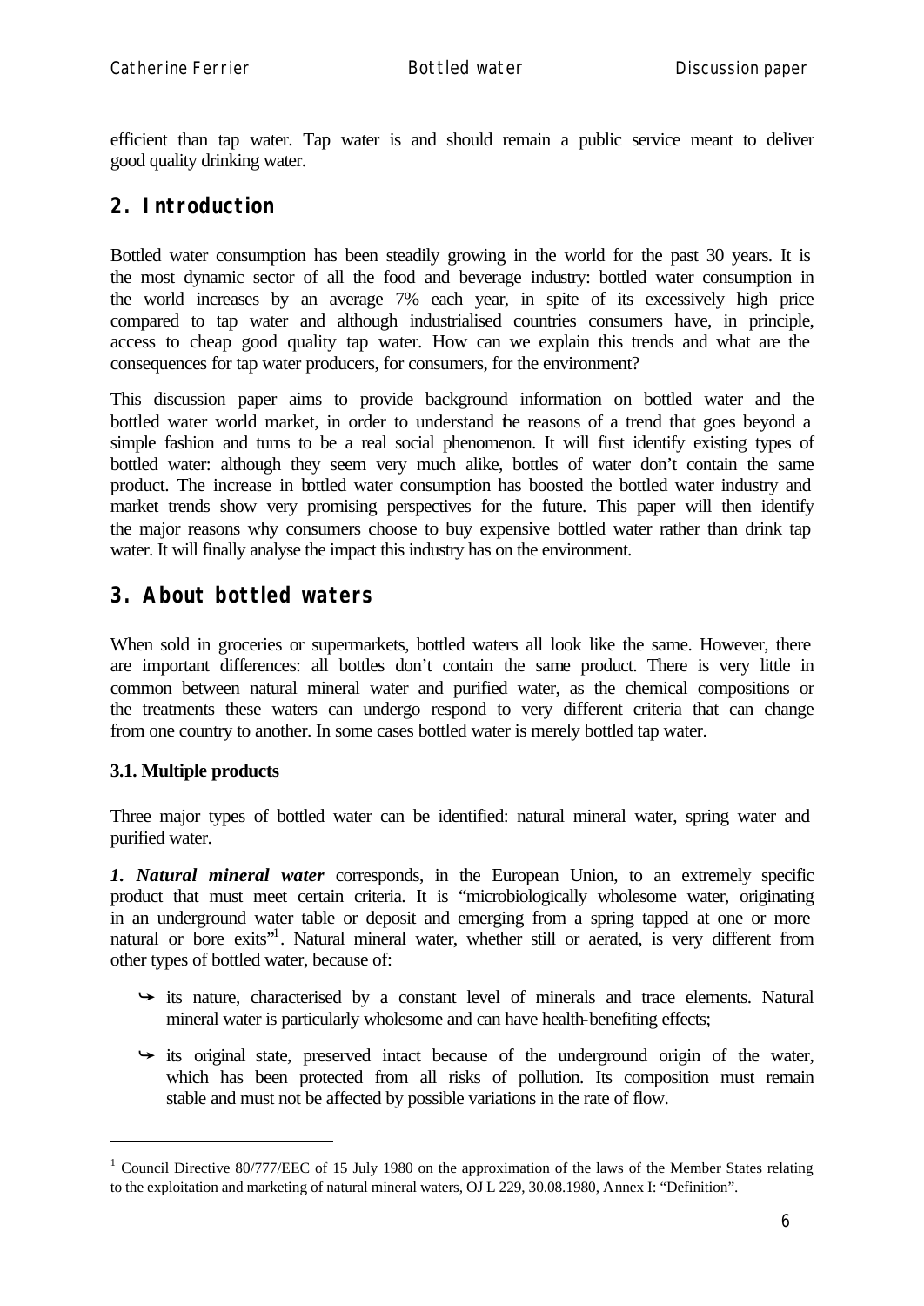efficient than tap water. Tap water is and should remain a public service meant to deliver good quality drinking water.

## 2. Introduction

Bottled water consumption has been steadily growing in the world for the past 30 years. It is the most dynamic sector of all the food and beverage industry: bottled water consumption in the world increases by an average 7% each year, in spite of its excessively high price compared to tap water and although industrialised countries consumers have, in principle, access to cheap good quality tap water. How can we explain this trends and what are the consequences for tap water producers, for consumers, for the environment?

This discussion paper aims to provide background information on bottled water and the bottled water world market, in order to understand the reasons of a trend that goes beyond a simple fashion and turns to be a real social phenomenon. It will first identify existing types of bottled water: although they seem very much alike, bottles of water don't contain the same product. The increase in bottled water consumption has boosted the bottled water industry and market trends show very promising perspectives for the future. This paper will then identify the major reasons why consumers choose to buy expensive bottled water rather than drink tap water. It will finally analyse the impact this industry has on the environment.

## 3. About bottled waters

When sold in groceries or supermarkets, bottled waters all look like the same. However, there are important differences: all bottles don't contain the same product. There is very little in common between natural mineral water and purified water, as the chemical compositions or the treatments these waters can undergo respond to very different criteria that can change from one country to another. In some cases bottled water is merely bottled tap water.

### 3.1. Multiple products

Three major types of bottled water can be identified: natural mineral water, spring water and purified water.

***1. Natural mineral water*** corresponds, in the European Union, to an extremely specific product that must meet certain criteria. It is "microbiologically wholesome water, originating in an underground water table or deposit and emerging from a spring tapped at one or more natural or bore exits"[1]. Natural mineral water, whether still or aerated, is very different from other types of bottled water, because of:

- its nature, characterised by a constant level of minerals and trace elements. Natural mineral water is particularly wholesome and can have health-benefiting effects;
- its original state, preserved intact because of the underground origin of the water, which has been protected from all risks of pollution. Its composition must remain stable and must not be affected by possible variations in the rate of flow.

---

[1] Council Directive 80/777/EEC of 15 July 1980 on the approximation of the laws of the Member States relating to the exploitation and marketing of natural mineral waters, OJ L 229, 30.08.1980, Annex I: "Definition".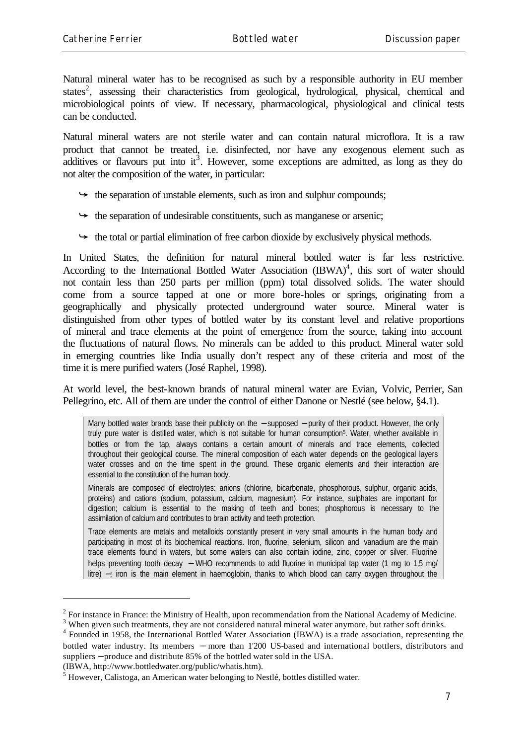Natural mineral water has to be recognised as such by a responsible authority in EU member states[2], assessing their characteristics from geological, hydrological, physical, chemical and microbiological points of view. If necessary, pharmacological, physiological and clinical tests can be conducted.

Natural mineral waters are not sterile water and can contain natural microflora. It is a raw product that cannot be treated, i.e. disinfected, nor have any exogenous element such as additives or flavours put into it[3]. However, some exceptions are admitted, as long as they do not alter the composition of the water, in particular:

- the separation of unstable elements, such as iron and sulphur compounds;
- the separation of undesirable constituents, such as manganese or arsenic;
- the total or partial elimination of free carbon dioxide by exclusively physical methods.

In United States, the definition for natural mineral bottled water is far less restrictive. According to the International Bottled Water Association (IBWA)[4], this sort of water should not contain less than 250 parts per million (ppm) total dissolved solids. The water should come from a source tapped at one or more bore-holes or springs, originating from a geographically and physically protected underground water source. Mineral water is distinguished from other types of bottled water by its constant level and relative proportions of mineral and trace elements at the point of emergence from the source, taking into account the fluctuations of natural flows. No minerals can be added to this product. Mineral water sold in emerging countries like India usually don't respect any of these criteria and most of the time it is mere purified waters (José Raphel, 1998).

At world level, the best-known brands of natural mineral water are Evian, Volvic, Perrier, San Pellegrino, etc. All of them are under the control of either Danone or Nestlé (see below, §4.1).

> Many bottled water brands base their publicity on the – supposed – purity of their product. However, the only truly pure water is distilled water, which is not suitable for human consumption[5]. Water, whether available in bottles or from the tap, always contains a certain amount of minerals and trace elements, collected throughout their geological course. The mineral composition of each water depends on the geological layers water crosses and on the time spent in the ground. These organic elements and their interaction are essential to the constitution of the human body.
>
> Minerals are composed of electrolytes: anions (chlorine, bicarbonate, phosphorous, sulphur, organic acids, proteins) and cations (sodium, potassium, calcium, magnesium). For instance, sulphates are important for digestion; calcium is essential to the making of teeth and bones; phosphorous is necessary to the assimilation of calcium and contributes to brain activity and teeth protection.
>
> Trace elements are metals and metalloids constantly present in very small amounts in the human body and participating in most of its biochemical reactions. Iron, fluorine, selenium, silicon and vanadium are the main trace elements found in waters, but some waters can also contain iodine, zinc, copper or silver. Fluorine helps preventing tooth decay – WHO recommends to add fluorine in municipal tap water (1 mg to 1,5 mg/ litre) –; iron is the main element in haemoglobin, thanks to which blood can carry oxygen throughout the

---

[2] For instance in France: the Ministry of Health, upon recommendation from the National Academy of Medicine.

[3] When given such treatments, they are not considered natural mineral water anymore, but rather soft drinks.

[4] Founded in 1958, the International Bottled Water Association (IBWA) is a trade association, representing the bottled water industry. Its members – more than 1'200 US-based and international bottlers, distributors and suppliers – produce and distribute 85% of the bottled water sold in the USA. (IBWA, http://www.bottledwater.org/public/whatis.htm).

[5] However, Calistoga, an American water belonging to Nestlé, bottles distilled water.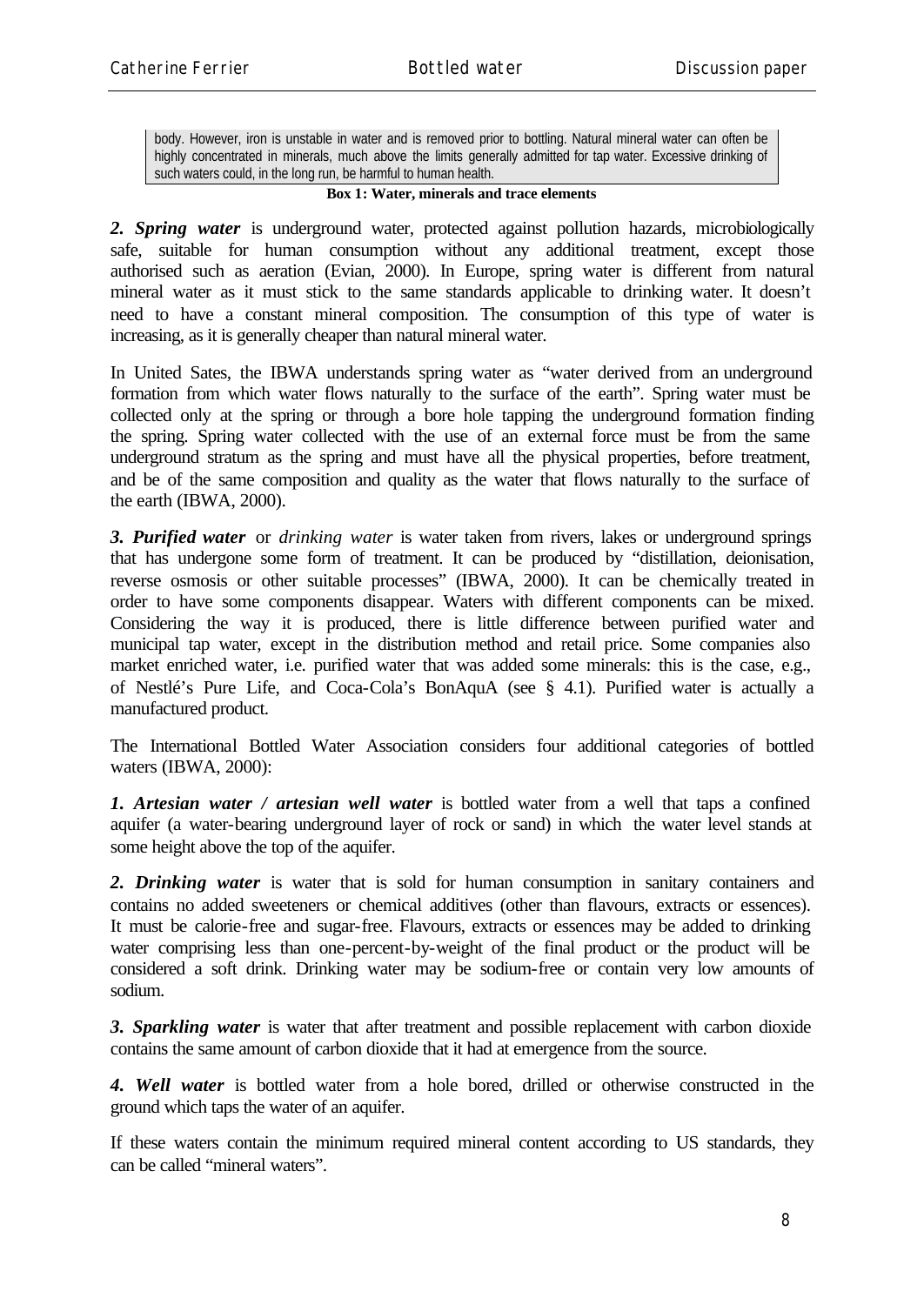body. However, iron is unstable in water and is removed prior to bottling. Natural mineral water can often be highly concentrated in minerals, much above the limits generally admitted for tap water. Excessive drinking of such waters could, in the long run, be harmful to human health.

**Box 1: Water, minerals and trace elements**

***2. Spring water*** is underground water, protected against pollution hazards, microbiologically safe, suitable for human consumption without any additional treatment, except those authorised such as aeration (Evian, 2000). In Europe, spring water is different from natural mineral water as it must stick to the same standards applicable to drinking water. It doesn't need to have a constant mineral composition. The consumption of this type of water is increasing, as it is generally cheaper than natural mineral water.

In United Sates, the IBWA understands spring water as "water derived from an underground formation from which water flows naturally to the surface of the earth". Spring water must be collected only at the spring or through a bore hole tapping the underground formation finding the spring. Spring water collected with the use of an external force must be from the same underground stratum as the spring and must have all the physical properties, before treatment, and be of the same composition and quality as the water that flows naturally to the surface of the earth (IBWA, 2000).

***3. Purified water*** or *drinking water* is water taken from rivers, lakes or underground springs that has undergone some form of treatment. It can be produced by "distillation, deionisation, reverse osmosis or other suitable processes" (IBWA, 2000). It can be chemically treated in order to have some components disappear. Waters with different components can be mixed. Considering the way it is produced, there is little difference between purified water and municipal tap water, except in the distribution method and retail price. Some companies also market enriched water, i.e. purified water that was added some minerals: this is the case, e.g., of Nestlé's Pure Life, and Coca-Cola's BonAquA (see § 4.1). Purified water is actually a manufactured product.

The International Bottled Water Association considers four additional categories of bottled waters (IBWA, 2000):

***1. Artesian water / artesian well water*** is bottled water from a well that taps a confined aquifer (a water-bearing underground layer of rock or sand) in which the water level stands at some height above the top of the aquifer.

***2. Drinking water*** is water that is sold for human consumption in sanitary containers and contains no added sweeteners or chemical additives (other than flavours, extracts or essences). It must be calorie-free and sugar-free. Flavours, extracts or essences may be added to drinking water comprising less than one-percent-by-weight of the final product or the product will be considered a soft drink. Drinking water may be sodium-free or contain very low amounts of sodium.

***3. Sparkling water*** is water that after treatment and possible replacement with carbon dioxide contains the same amount of carbon dioxide that it had at emergence from the source.

***4. Well water*** is bottled water from a hole bored, drilled or otherwise constructed in the ground which taps the water of an aquifer.

If these waters contain the minimum required mineral content according to US standards, they can be called "mineral waters".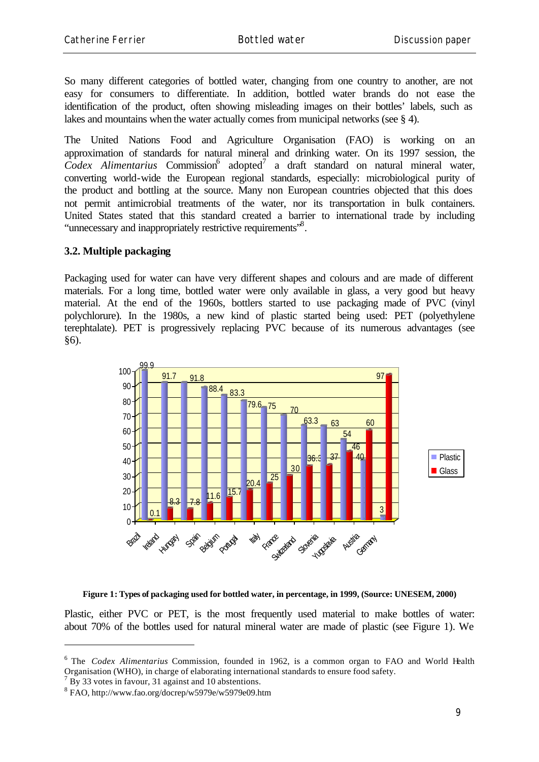So many different categories of bottled water, changing from one country to another, are not easy for consumers to differentiate. In addition, bottled water brands do not ease the identification of the product, often showing misleading images on their bottles' labels, such as lakes and mountains when the water actually comes from municipal networks (see § 4).

The United Nations Food and Agriculture Organisation (FAO) is working on an approximation of standards for natural mineral and drinking water. On its 1997 session, the *Codex Alimentarius* Commission[6] adopted[7] a draft standard on natural mineral water, converting world-wide the European regional standards, especially: microbiological purity of the product and bottling at the source. Many non European countries objected that this does not permit antimicrobial treatments of the water, nor its transportation in bulk containers. United States stated that this standard created a barrier to international trade by including "unnecessary and inappropriately restrictive requirements"[8].

### 3.2. Multiple packaging

Packaging used for water can have very different shapes and colours and are made of different materials. For a long time, bottled water were only available in glass, a very good but heavy material. At the end of the 1960s, bottlers started to use packaging made of PVC (vinyl polychlorure). In the 1980s, a new kind of plastic started being used: PET (polyethylene terephtalate). PET is progressively replacing PVC because of its numerous advantages (see §6).

| Country | Plastic | Glass |
|---|---|---|
| Brazil | 99.9 | 0.1 |
| Ireland | 91.7 | 8.3 |
| Hungary | 91.8 | 7.8 |
| Spain | 88.4 | 11.6 |
| Belgium | 83.3 | 15.7 |
| Portugal | 79.6 | 20.4 |
| Italy | 75 | 25 |
| France | 70 | 30 |
| Switzerland | 63.3 | 36.3 |
| Slovenia | 63 | 37 |
| Yugoslavia | 54 | 46 |
| Austria | 40 | 60 |
| Germany | 3 | 97 |

**Figure 1: Types of packaging used for bottled water, in percentage, in 1999, (Source: UNESEM, 2000)**

Plastic, either PVC or PET, is the most frequently used material to make bottles of water: about 70% of the bottles used for natural mineral water are made of plastic (see Figure 1). We

---

[6] The *Codex Alimentarius* Commission, founded in 1962, is a common organ to FAO and World Health Organisation (WHO), in charge of elaborating international standards to ensure food safety.

[7] By 33 votes in favour, 31 against and 10 abstentions.

[8] FAO, http://www.fao.org/docrep/w5979e/w5979e09.htm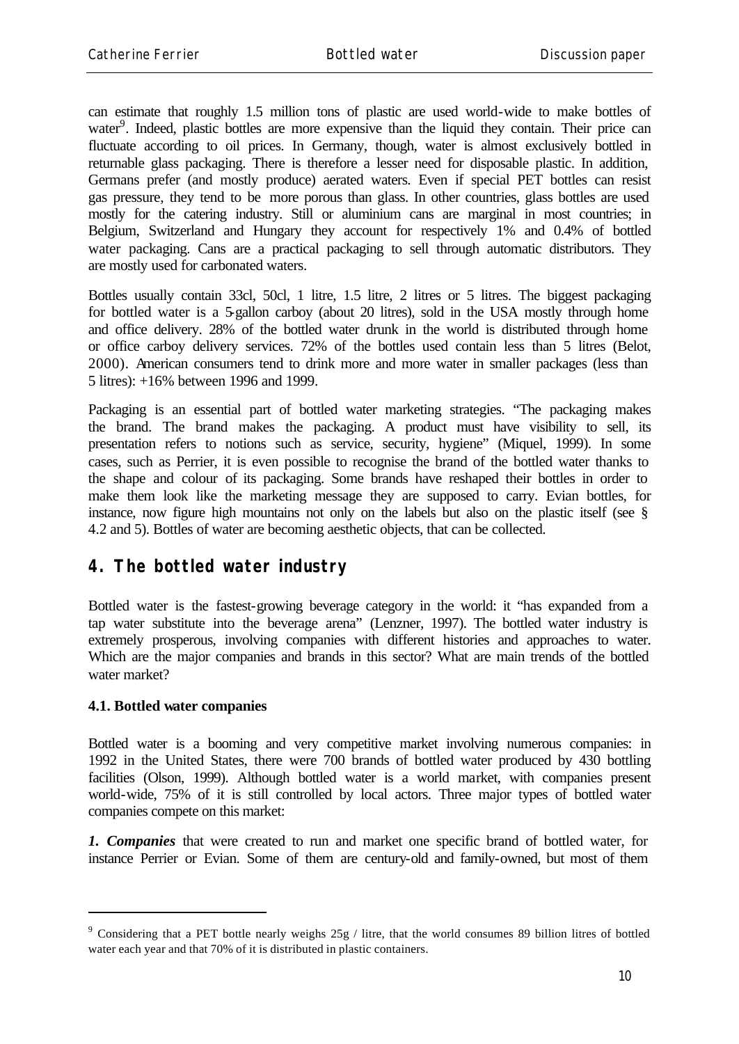can estimate that roughly 1.5 million tons of plastic are used world-wide to make bottles of water[9]. Indeed, plastic bottles are more expensive than the liquid they contain. Their price can fluctuate according to oil prices. In Germany, though, water is almost exclusively bottled in returnable glass packaging. There is therefore a lesser need for disposable plastic. In addition, Germans prefer (and mostly produce) aerated waters. Even if special PET bottles can resist gas pressure, they tend to be more porous than glass. In other countries, glass bottles are used mostly for the catering industry. Still or aluminium cans are marginal in most countries; in Belgium, Switzerland and Hungary they account for respectively 1% and 0.4% of bottled water packaging. Cans are a practical packaging to sell through automatic distributors. They are mostly used for carbonated waters.

Bottles usually contain 33cl, 50cl, 1 litre, 1.5 litre, 2 litres or 5 litres. The biggest packaging for bottled water is a 5-gallon carboy (about 20 litres), sold in the USA mostly through home and office delivery. 28% of the bottled water drunk in the world is distributed through home or office carboy delivery services. 72% of the bottles used contain less than 5 litres (Belot, 2000). American consumers tend to drink more and more water in smaller packages (less than 5 litres): +16% between 1996 and 1999.

Packaging is an essential part of bottled water marketing strategies. "The packaging makes the brand. The brand makes the packaging. A product must have visibility to sell, its presentation refers to notions such as service, security, hygiene" (Miquel, 1999). In some cases, such as Perrier, it is even possible to recognise the brand of the bottled water thanks to the shape and colour of its packaging. Some brands have reshaped their bottles in order to make them look like the marketing message they are supposed to carry. Evian bottles, for instance, now figure high mountains not only on the labels but also on the plastic itself (see § 4.2 and 5). Bottles of water are becoming aesthetic objects, that can be collected.

## 4. The bottled water industry

Bottled water is the fastest-growing beverage category in the world: it "has expanded from a tap water substitute into the beverage arena" (Lenzner, 1997). The bottled water industry is extremely prosperous, involving companies with different histories and approaches to water. Which are the major companies and brands in this sector? What are main trends of the bottled water market?

### 4.1. Bottled water companies

Bottled water is a booming and very competitive market involving numerous companies: in 1992 in the United States, there were 700 brands of bottled water produced by 430 bottling facilities (Olson, 1999). Although bottled water is a world market, with companies present world-wide, 75% of it is still controlled by local actors. Three major types of bottled water companies compete on this market:

***1. Companies*** that were created to run and market one specific brand of bottled water, for instance Perrier or Evian. Some of them are century-old and family-owned, but most of them

---

[9] Considering that a PET bottle nearly weighs 25g / litre, that the world consumes 89 billion litres of bottled water each year and that 70% of it is distributed in plastic containers.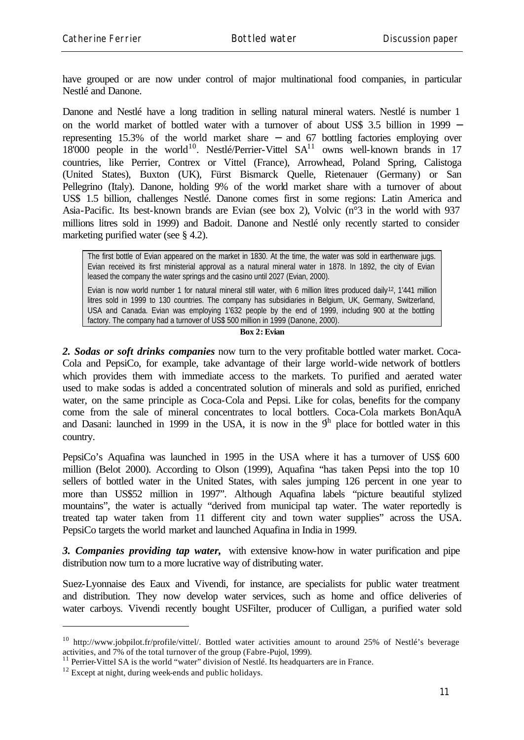have grouped or are now under control of major multinational food companies, in particular Nestlé and Danone.

Danone and Nestlé have a long tradition in selling natural mineral waters. Nestlé is number 1 on the world market of bottled water with a turnover of about US$ 3.5 billion in 1999 – representing 15.3% of the world market share – and 67 bottling factories employing over 18'000 people in the world[10]. Nestlé/Perrier-Vittel SA[11] owns well-known brands in 17 countries, like Perrier, Contrex or Vittel (France), Arrowhead, Poland Spring, Calistoga (United States), Buxton (UK), Fürst Bismarck Quelle, Rietenauer (Germany) or San Pellegrino (Italy). Danone, holding 9% of the world market share with a turnover of about US$ 1.5 billion, challenges Nestlé. Danone comes first in some regions: Latin America and Asia-Pacific. Its best-known brands are Evian (see box 2), Volvic (n°3 in the world with 937 millions litres sold in 1999) and Badoit. Danone and Nestlé only recently started to consider marketing purified water (see § 4.2).

> The first bottle of Evian appeared on the market in 1830. At the time, the water was sold in earthenware jugs. Evian received its first ministerial approval as a natural mineral water in 1878. In 1892, the city of Evian leased the company the water springs and the casino until 2027 (Evian, 2000).
>
> Evian is now world number 1 for natural mineral still water, with 6 million litres produced daily[12], 1'441 million litres sold in 1999 to 130 countries. The company has subsidiaries in Belgium, UK, Germany, Switzerland, USA and Canada. Evian was employing 1'632 people by the end of 1999, including 900 at the bottling factory. The company had a turnover of US$ 500 million in 1999 (Danone, 2000).

**Box 2: Evian**

***2. Sodas or soft drinks companies*** now turn to the very profitable bottled water market. Coca-Cola and PepsiCo, for example, take advantage of their large world-wide network of bottlers which provides them with immediate access to the markets. To purified and aerated water used to make sodas is added a concentrated solution of minerals and sold as purified, enriched water, on the same principle as Coca-Cola and Pepsi. Like for colas, benefits for the company come from the sale of mineral concentrates to local bottlers. Coca-Cola markets BonAquA and Dasani: launched in 1999 in the USA, it is now in the 9th place for bottled water in this country.

PepsiCo's Aquafina was launched in 1995 in the USA where it has a turnover of US$ 600 million (Belot 2000). According to Olson (1999), Aquafina "has taken Pepsi into the top 10 sellers of bottled water in the United States, with sales jumping 126 percent in one year to more than US$52 million in 1997". Although Aquafina labels "picture beautiful stylized mountains", the water is actually "derived from municipal tap water. The water reportedly is treated tap water taken from 11 different city and town water supplies" across the USA. PepsiCo targets the world market and launched Aquafina in India in 1999.

***3. Companies providing tap water,*** with extensive know-how in water purification and pipe distribution now turn to a more lucrative way of distributing water.

Suez-Lyonnaise des Eaux and Vivendi, for instance, are specialists for public water treatment and distribution. They now develop water services, such as home and office deliveries of water carboys. Vivendi recently bought USFilter, producer of Culligan, a purified water sold

---

[10] http://www.jobpilot.fr/profile/vittel/. Bottled water activities amount to around 25% of Nestlé's beverage activities, and 7% of the total turnover of the group (Fabre-Pujol, 1999).

[11] Perrier-Vittel SA is the world "water" division of Nestlé. Its headquarters are in France.

[12] Except at night, during week-ends and public holidays.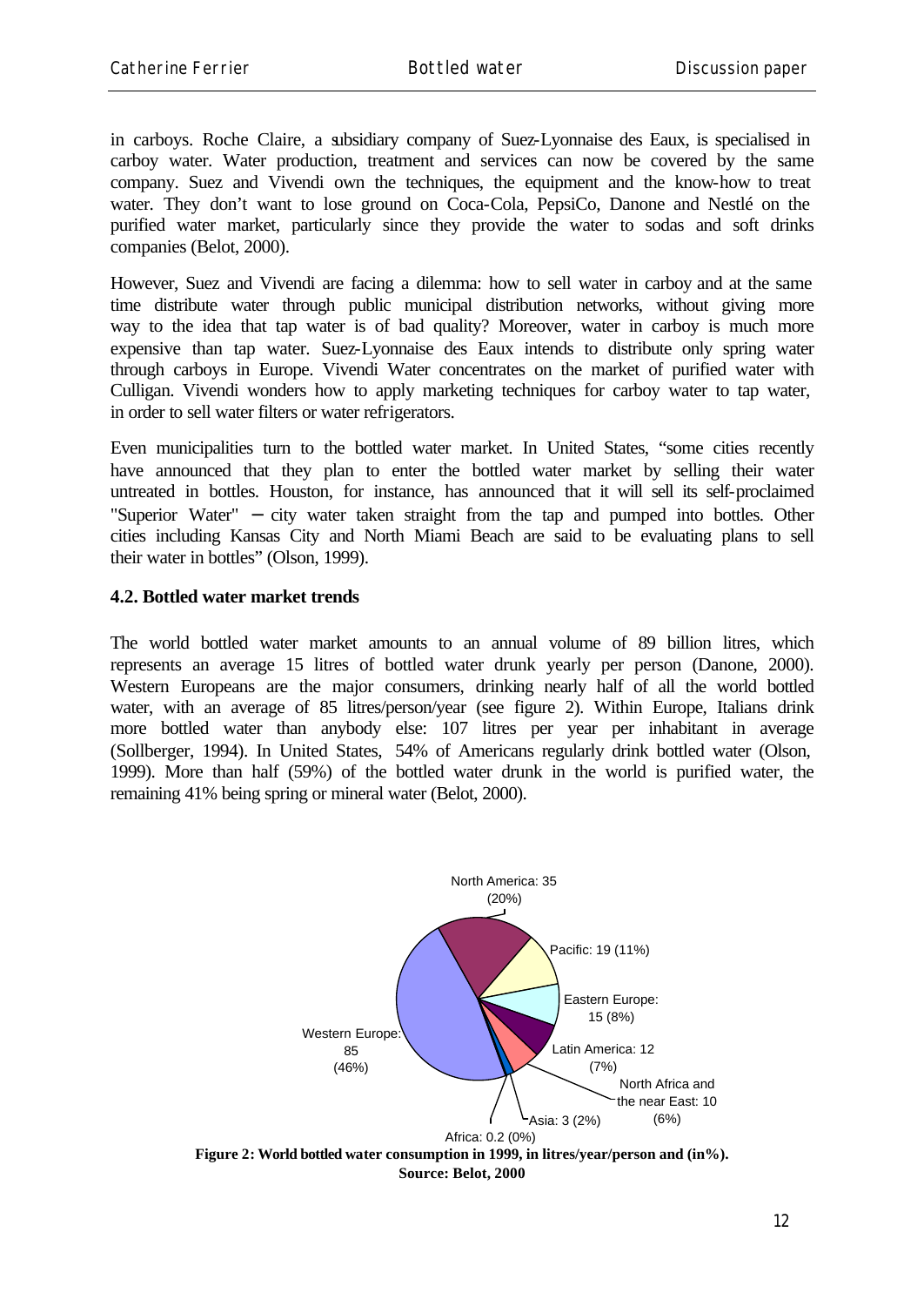in carboys. Roche Claire, a subsidiary company of Suez-Lyonnaise des Eaux, is specialised in carboy water. Water production, treatment and services can now be covered by the same company. Suez and Vivendi own the techniques, the equipment and the know-how to treat water. They don't want to lose ground on Coca-Cola, PepsiCo, Danone and Nestlé on the purified water market, particularly since they provide the water to sodas and soft drinks companies (Belot, 2000).

However, Suez and Vivendi are facing a dilemma: how to sell water in carboy and at the same time distribute water through public municipal distribution networks, without giving more way to the idea that tap water is of bad quality? Moreover, water in carboy is much more expensive than tap water. Suez-Lyonnaise des Eaux intends to distribute only spring water through carboys in Europe. Vivendi Water concentrates on the market of purified water with Culligan. Vivendi wonders how to apply marketing techniques for carboy water to tap water, in order to sell water filters or water refrigerators.

Even municipalities turn to the bottled water market. In United States, "some cities recently have announced that they plan to enter the bottled water market by selling their water untreated in bottles. Houston, for instance, has announced that it will sell its self-proclaimed "Superior Water" – city water taken straight from the tap and pumped into bottles. Other cities including Kansas City and North Miami Beach are said to be evaluating plans to sell their water in bottles" (Olson, 1999).

#### 4.2. Bottled water market trends

The world bottled water market amounts to an annual volume of 89 billion litres, which represents an average 15 litres of bottled water drunk yearly per person (Danone, 2000). Western Europeans are the major consumers, drinking nearly half of all the world bottled water, with an average of 85 litres/person/year (see figure 2). Within Europe, Italians drink more bottled water than anybody else: 107 litres per year per inhabitant in average (Sollberger, 1994). In United States, 54% of Americans regularly drink bottled water (Olson, 1999). More than half (59%) of the bottled water drunk in the world is purified water, the remaining 41% being spring or mineral water (Belot, 2000).

North America: 35 (20%)
Pacific: 19 (11%)
Eastern Europe: 15 (8%)
Latin America: 12 (7%)
North Africa and the near East: 10 (6%)
Asia: 3 (2%)
Africa: 0.2 (0%)
Western Europe: 85 (46%)

**Figure 2: World bottled water consumption in 1999, in litres/year/person and (in%). Source: Belot, 2000**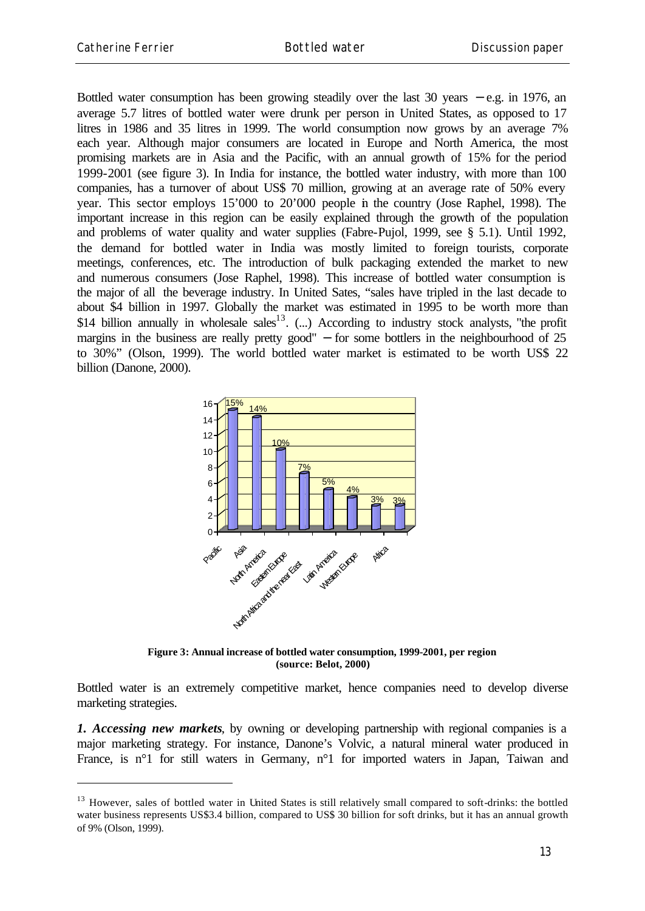Bottled water consumption has been growing steadily over the last 30 years − e.g. in 1976, an average 5.7 litres of bottled water were drunk per person in United States, as opposed to 17 litres in 1986 and 35 litres in 1999. The world consumption now grows by an average 7% each year. Although major consumers are located in Europe and North America, the most promising markets are in Asia and the Pacific, with an annual growth of 15% for the period 1999-2001 (see figure 3). In India for instance, the bottled water industry, with more than 100 companies, has a turnover of about US$ 70 million, growing at an average rate of 50% every year. This sector employs 15'000 to 20'000 people in the country (Jose Raphel, 1998). The important increase in this region can be easily explained through the growth of the population and problems of water quality and water supplies (Fabre-Pujol, 1999, see § 5.1). Until 1992, the demand for bottled water in India was mostly limited to foreign tourists, corporate meetings, conferences, etc. The introduction of bulk packaging extended the market to new and numerous consumers (Jose Raphel, 1998). This increase of bottled water consumption is the major of all the beverage industry. In United Sates, "sales have tripled in the last decade to about $4 billion in 1997. Globally the market was estimated in 1995 to be worth more than $14 billion annually in wholesale sales[13]. (...) According to industry stock analysts, "the profit margins in the business are really pretty good" − for some bottlers in the neighbourhood of 25 to 30%" (Olson, 1999). The world bottled water market is estimated to be worth US$ 22 billion (Danone, 2000).

**Figure 3: Annual increase of bottled water consumption, 1999-2001, per region (source: Belot, 2000)**

Bottled water is an extremely competitive market, hence companies need to develop diverse marketing strategies.

***1. Accessing new markets***, by owning or developing partnership with regional companies is a major marketing strategy. For instance, Danone's Volvic, a natural mineral water produced in France, is n°1 for still waters in Germany, n°1 for imported waters in Japan, Taiwan and

[13] However, sales of bottled water in United States is still relatively small compared to soft-drinks: the bottled water business represents US$3.4 billion, compared to US$ 30 billion for soft drinks, but it has an annual growth of 9% (Olson, 1999).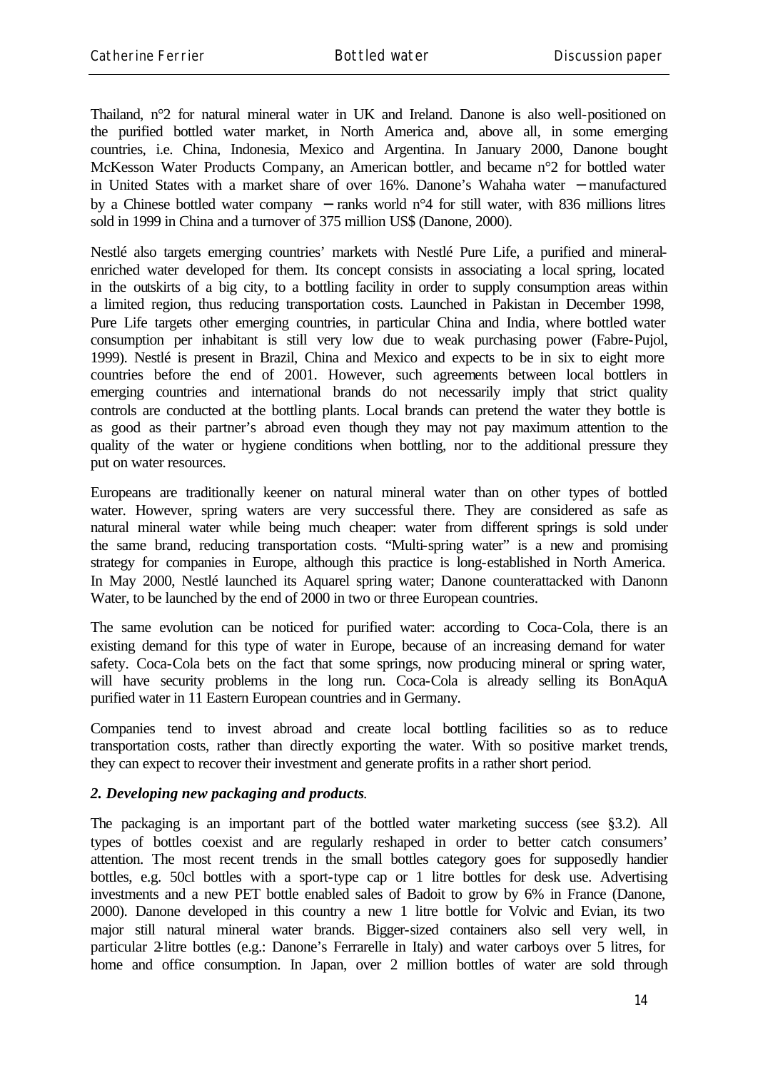Thailand, n°2 for natural mineral water in UK and Ireland. Danone is also well-positioned on the purified bottled water market, in North America and, above all, in some emerging countries, i.e. China, Indonesia, Mexico and Argentina. In January 2000, Danone bought McKesson Water Products Company, an American bottler, and became n°2 for bottled water in United States with a market share of over 16%. Danone's Wahaha water – manufactured by a Chinese bottled water company – ranks world n°4 for still water, with 836 millions litres sold in 1999 in China and a turnover of 375 million US$ (Danone, 2000).

Nestlé also targets emerging countries' markets with Nestlé Pure Life, a purified and mineral-enriched water developed for them. Its concept consists in associating a local spring, located in the outskirts of a big city, to a bottling facility in order to supply consumption areas within a limited region, thus reducing transportation costs. Launched in Pakistan in December 1998, Pure Life targets other emerging countries, in particular China and India, where bottled water consumption per inhabitant is still very low due to weak purchasing power (Fabre-Pujol, 1999). Nestlé is present in Brazil, China and Mexico and expects to be in six to eight more countries before the end of 2001. However, such agreements between local bottlers in emerging countries and international brands do not necessarily imply that strict quality controls are conducted at the bottling plants. Local brands can pretend the water they bottle is as good as their partner's abroad even though they may not pay maximum attention to the quality of the water or hygiene conditions when bottling, nor to the additional pressure they put on water resources.

Europeans are traditionally keener on natural mineral water than on other types of bottled water. However, spring waters are very successful there. They are considered as safe as natural mineral water while being much cheaper: water from different springs is sold under the same brand, reducing transportation costs. "Multi-spring water" is a new and promising strategy for companies in Europe, although this practice is long-established in North America. In May 2000, Nestlé launched its Aquarel spring water; Danone counterattacked with Danonn Water, to be launched by the end of 2000 in two or three European countries.

The same evolution can be noticed for purified water: according to Coca-Cola, there is an existing demand for this type of water in Europe, because of an increasing demand for water safety. Coca-Cola bets on the fact that some springs, now producing mineral or spring water, will have security problems in the long run. Coca-Cola is already selling its BonAquA purified water in 11 Eastern European countries and in Germany.

Companies tend to invest abroad and create local bottling facilities so as to reduce transportation costs, rather than directly exporting the water. With so positive market trends, they can expect to recover their investment and generate profits in a rather short period.

### *2. Developing new packaging and products.*

The packaging is an important part of the bottled water marketing success (see §3.2). All types of bottles coexist and are regularly reshaped in order to better catch consumers' attention. The most recent trends in the small bottles category goes for supposedly handier bottles, e.g. 50cl bottles with a sport-type cap or 1 litre bottles for desk use. Advertising investments and a new PET bottle enabled sales of Badoit to grow by 6% in France (Danone, 2000). Danone developed in this country a new 1 litre bottle for Volvic and Evian, its two major still natural mineral water brands. Bigger-sized containers also sell very well, in particular 2-litre bottles (e.g.: Danone's Ferrarelle in Italy) and water carboys over 5 litres, for home and office consumption. In Japan, over 2 million bottles of water are sold through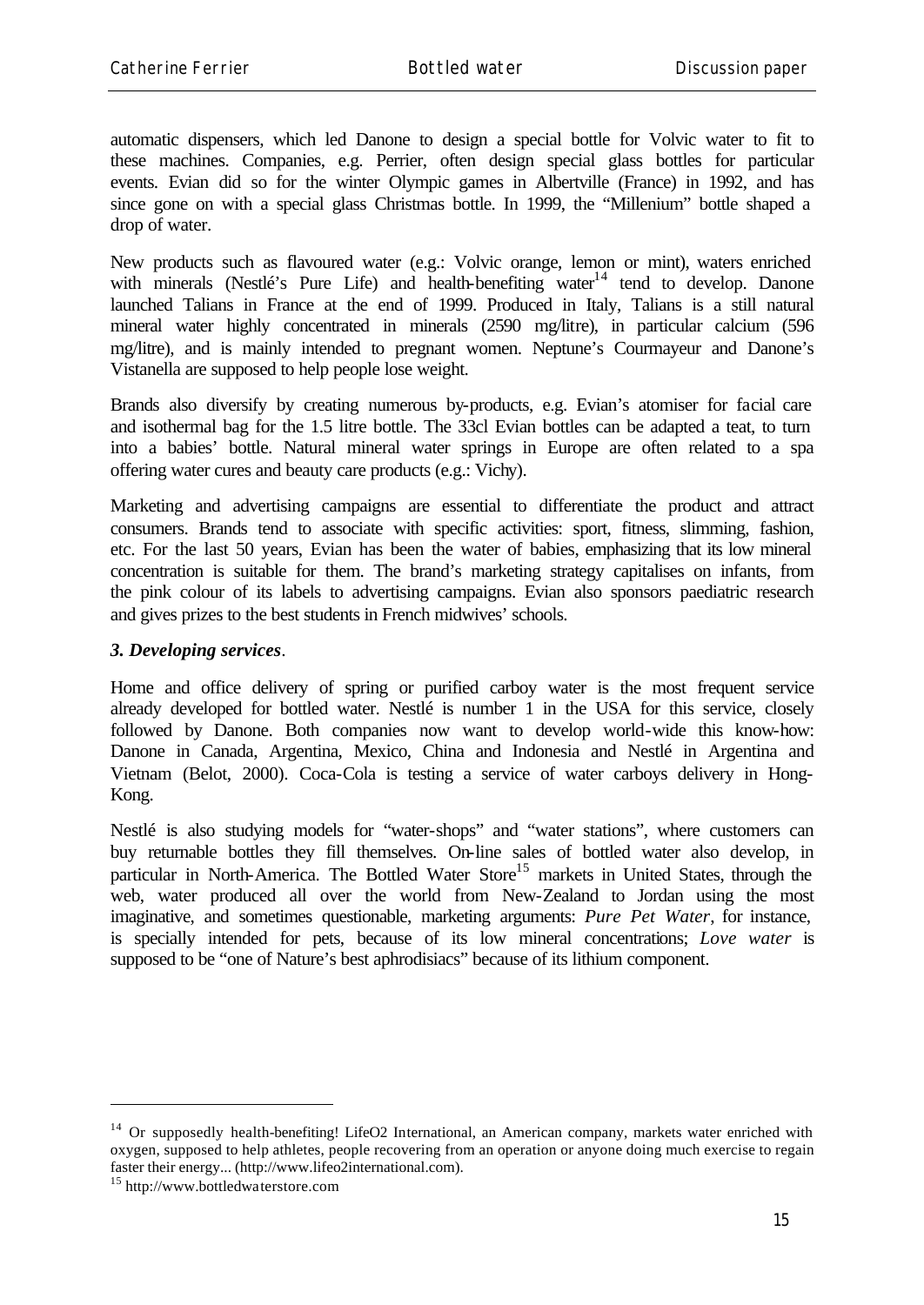automatic dispensers, which led Danone to design a special bottle for Volvic water to fit to these machines. Companies, e.g. Perrier, often design special glass bottles for particular events. Evian did so for the winter Olympic games in Albertville (France) in 1992, and has since gone on with a special glass Christmas bottle. In 1999, the "Millenium" bottle shaped a drop of water.

New products such as flavoured water (e.g.: Volvic orange, lemon or mint), waters enriched with minerals (Nestlé's Pure Life) and health-benefiting water[14] tend to develop. Danone launched Talians in France at the end of 1999. Produced in Italy, Talians is a still natural mineral water highly concentrated in minerals (2590 mg/litre), in particular calcium (596 mg/litre), and is mainly intended to pregnant women. Neptune's Courmayeur and Danone's Vistanella are supposed to help people lose weight.

Brands also diversify by creating numerous by-products, e.g. Evian's atomiser for facial care and isothermal bag for the 1.5 litre bottle. The 33cl Evian bottles can be adapted a teat, to turn into a babies' bottle. Natural mineral water springs in Europe are often related to a spa offering water cures and beauty care products (e.g.: Vichy).

Marketing and advertising campaigns are essential to differentiate the product and attract consumers. Brands tend to associate with specific activities: sport, fitness, slimming, fashion, etc. For the last 50 years, Evian has been the water of babies, emphasizing that its low mineral concentration is suitable for them. The brand's marketing strategy capitalises on infants, from the pink colour of its labels to advertising campaigns. Evian also sponsors paediatric research and gives prizes to the best students in French midwives' schools.

### *3. Developing services*.

Home and office delivery of spring or purified carboy water is the most frequent service already developed for bottled water. Nestlé is number 1 in the USA for this service, closely followed by Danone. Both companies now want to develop world-wide this know-how: Danone in Canada, Argentina, Mexico, China and Indonesia and Nestlé in Argentina and Vietnam (Belot, 2000). Coca-Cola is testing a service of water carboys delivery in Hong-Kong.

Nestlé is also studying models for "water-shops" and "water stations", where customers can buy returnable bottles they fill themselves. On-line sales of bottled water also develop, in particular in North-America. The Bottled Water Store[15] markets in United States, through the web, water produced all over the world from New-Zealand to Jordan using the most imaginative, and sometimes questionable, marketing arguments: *Pure Pet Water*, for instance, is specially intended for pets, because of its low mineral concentrations; *Love water* is supposed to be "one of Nature's best aphrodisiacs" because of its lithium component.

---

[14] Or supposedly health-benefiting! LifeO2 International, an American company, markets water enriched with oxygen, supposed to help athletes, people recovering from an operation or anyone doing much exercise to regain faster their energy... (http://www.lifeo2international.com).

[15] http://www.bottledwaterstore.com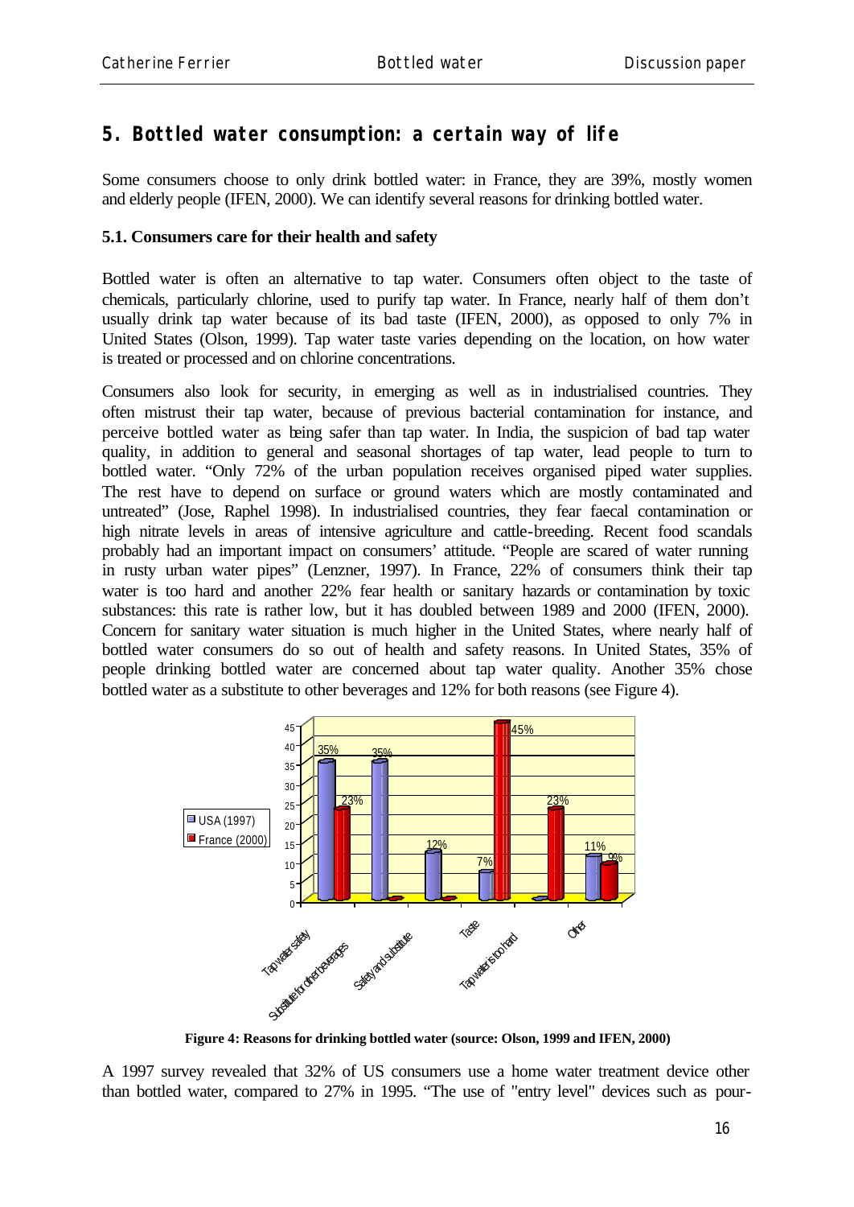## 5. Bottled water consumption: a certain way of life

Some consumers choose to only drink bottled water: in France, they are 39%, mostly women and elderly people (IFEN, 2000). We can identify several reasons for drinking bottled water.

### 5.1. Consumers care for their health and safety

Bottled water is often an alternative to tap water. Consumers often object to the taste of chemicals, particularly chlorine, used to purify tap water. In France, nearly half of them don't usually drink tap water because of its bad taste (IFEN, 2000), as opposed to only 7% in United States (Olson, 1999). Tap water taste varies depending on the location, on how water is treated or processed and on chlorine concentrations.

Consumers also look for security, in emerging as well as in industrialised countries. They often mistrust their tap water, because of previous bacterial contamination for instance, and perceive bottled water as being safer than tap water. In India, the suspicion of bad tap water quality, in addition to general and seasonal shortages of tap water, lead people to turn to bottled water. "Only 72% of the urban population receives organised piped water supplies. The rest have to depend on surface or ground waters which are mostly contaminated and untreated" (Jose, Raphel 1998). In industrialised countries, they fear faecal contamination or high nitrate levels in areas of intensive agriculture and cattle-breeding. Recent food scandals probably had an important impact on consumers' attitude. "People are scared of water running in rusty urban water pipes" (Lenzner, 1997). In France, 22% of consumers think their tap water is too hard and another 22% fear health or sanitary hazards or contamination by toxic substances: this rate is rather low, but it has doubled between 1989 and 2000 (IFEN, 2000). Concern for sanitary water situation is much higher in the United States, where nearly half of bottled water consumers do so out of health and safety reasons. In United States, 35% of people drinking bottled water are concerned about tap water quality. Another 35% chose bottled water as a substitute to other beverages and 12% for both reasons (see Figure 4).

| Reason | USA (1997) | France (2000) |
|---|---|---|
| Tap water safety | 35% | 23% |
| Substitute for other beverages | 35% | |
| Safety and substitute | 12% | |
| Taste | 7% | 45% |
| Tap water is too hard | | 23% |
| Other | 11% | 9% |

**Figure 4: Reasons for drinking bottled water (source: Olson, 1999 and IFEN, 2000)**

A 1997 survey revealed that 32% of US consumers use a home water treatment device other than bottled water, compared to 27% in 1995. "The use of "entry level" devices such as pour-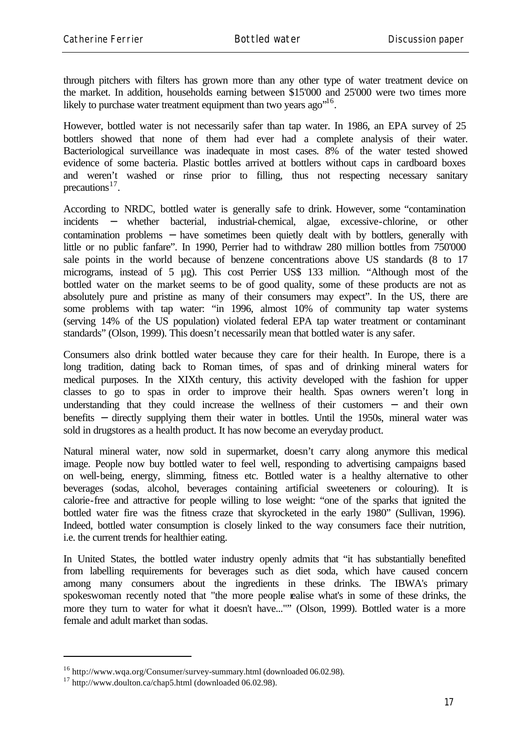through pitchers with filters has grown more than any other type of water treatment device on the market. In addition, households earning between $15'000 and 25'000 were two times more likely to purchase water treatment equipment than two years ago"[16].

However, bottled water is not necessarily safer than tap water. In 1986, an EPA survey of 25 bottlers showed that none of them had ever had a complete analysis of their water. Bacteriological surveillance was inadequate in most cases. 8% of the water tested showed evidence of some bacteria. Plastic bottles arrived at bottlers without caps in cardboard boxes and weren't washed or rinse prior to filling, thus not respecting necessary sanitary precautions[17].

According to NRDC, bottled water is generally safe to drink. However, some "contamination incidents – whether bacterial, industrial-chemical, algae, excessive-chlorine, or other contamination problems – have sometimes been quietly dealt with by bottlers, generally with little or no public fanfare". In 1990, Perrier had to withdraw 280 million bottles from 750'000 sale points in the world because of benzene concentrations above US standards (8 to 17 micrograms, instead of 5 µg). This cost Perrier US$ 133 million. "Although most of the bottled water on the market seems to be of good quality, some of these products are not as absolutely pure and pristine as many of their consumers may expect". In the US, there are some problems with tap water: "in 1996, almost 10% of community tap water systems (serving 14% of the US population) violated federal EPA tap water treatment or contaminant standards" (Olson, 1999). This doesn't necessarily mean that bottled water is any safer.

Consumers also drink bottled water because they care for their health. In Europe, there is a long tradition, dating back to Roman times, of spas and of drinking mineral waters for medical purposes. In the XIXth century, this activity developed with the fashion for upper classes to go to spas in order to improve their health. Spas owners weren't long in understanding that they could increase the wellness of their customers – and their own benefits – directly supplying them their water in bottles. Until the 1950s, mineral water was sold in drugstores as a health product. It has now become an everyday product.

Natural mineral water, now sold in supermarket, doesn't carry along anymore this medical image. People now buy bottled water to feel well, responding to advertising campaigns based on well-being, energy, slimming, fitness etc. Bottled water is a healthy alternative to other beverages (sodas, alcohol, beverages containing artificial sweeteners or colouring). It is calorie-free and attractive for people willing to lose weight: "one of the sparks that ignited the bottled water fire was the fitness craze that skyrocketed in the early 1980" (Sullivan, 1996). Indeed, bottled water consumption is closely linked to the way consumers face their nutrition, i.e. the current trends for healthier eating.

In United States, the bottled water industry openly admits that "it has substantially benefited from labelling requirements for beverages such as diet soda, which have caused concern among many consumers about the ingredients in these drinks. The IBWA's primary spokeswoman recently noted that "the more people realise what's in some of these drinks, the more they turn to water for what it doesn't have..."" (Olson, 1999). Bottled water is a more female and adult market than sodas.

---

[16] http://www.wqa.org/Consumer/survey-summary.html (downloaded 06.02.98).

[17] http://www.doulton.ca/chap5.html (downloaded 06.02.98).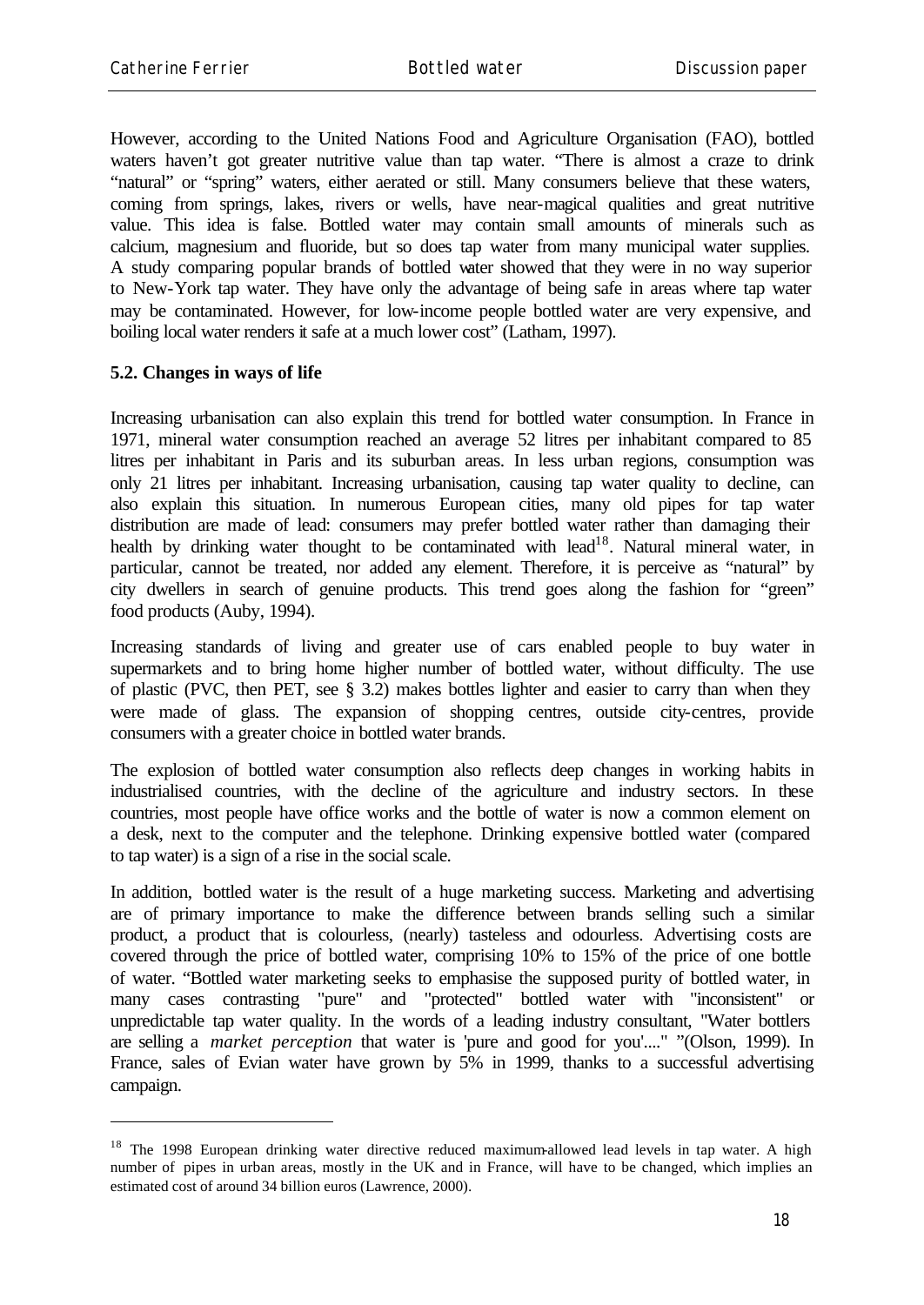However, according to the United Nations Food and Agriculture Organisation (FAO), bottled waters haven't got greater nutritive value than tap water. "There is almost a craze to drink "natural" or "spring" waters, either aerated or still. Many consumers believe that these waters, coming from springs, lakes, rivers or wells, have near-magical qualities and great nutritive value. This idea is false. Bottled water may contain small amounts of minerals such as calcium, magnesium and fluoride, but so does tap water from many municipal water supplies. A study comparing popular brands of bottled water showed that they were in no way superior to New-York tap water. They have only the advantage of being safe in areas where tap water may be contaminated. However, for low-income people bottled water are very expensive, and boiling local water renders it safe at a much lower cost" (Latham, 1997).

### 5.2. Changes in ways of life

Increasing urbanisation can also explain this trend for bottled water consumption. In France in 1971, mineral water consumption reached an average 52 litres per inhabitant compared to 85 litres per inhabitant in Paris and its suburban areas. In less urban regions, consumption was only 21 litres per inhabitant. Increasing urbanisation, causing tap water quality to decline, can also explain this situation. In numerous European cities, many old pipes for tap water distribution are made of lead: consumers may prefer bottled water rather than damaging their health by drinking water thought to be contaminated with lead[18]. Natural mineral water, in particular, cannot be treated, nor added any element. Therefore, it is perceive as "natural" by city dwellers in search of genuine products. This trend goes along the fashion for "green" food products (Auby, 1994).

Increasing standards of living and greater use of cars enabled people to buy water in supermarkets and to bring home higher number of bottled water, without difficulty. The use of plastic (PVC, then PET, see § 3.2) makes bottles lighter and easier to carry than when they were made of glass. The expansion of shopping centres, outside city-centres, provide consumers with a greater choice in bottled water brands.

The explosion of bottled water consumption also reflects deep changes in working habits in industrialised countries, with the decline of the agriculture and industry sectors. In these countries, most people have office works and the bottle of water is now a common element on a desk, next to the computer and the telephone. Drinking expensive bottled water (compared to tap water) is a sign of a rise in the social scale.

In addition, bottled water is the result of a huge marketing success. Marketing and advertising are of primary importance to make the difference between brands selling such a similar product, a product that is colourless, (nearly) tasteless and odourless. Advertising costs are covered through the price of bottled water, comprising 10% to 15% of the price of one bottle of water. "Bottled water marketing seeks to emphasise the supposed purity of bottled water, in many cases contrasting "pure" and "protected" bottled water with "inconsistent" or unpredictable tap water quality. In the words of a leading industry consultant, "Water bottlers are selling a *market perception* that water is 'pure and good for you'...." "(Olson, 1999). In France, sales of Evian water have grown by 5% in 1999, thanks to a successful advertising campaign.

---

[18] The 1998 European drinking water directive reduced maximum-allowed lead levels in tap water. A high number of pipes in urban areas, mostly in the UK and in France, will have to be changed, which implies an estimated cost of around 34 billion euros (Lawrence, 2000).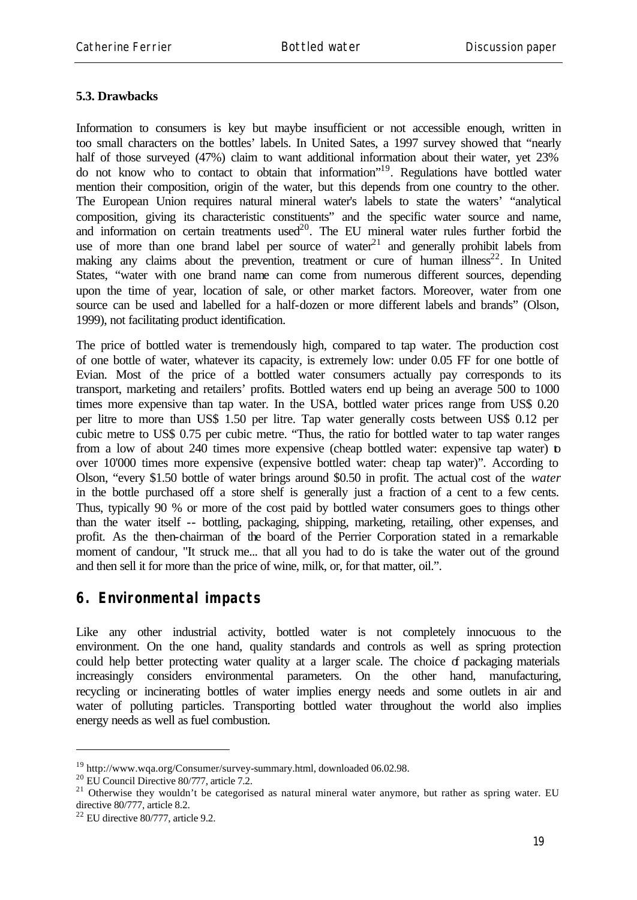### 5.3. Drawbacks

Information to consumers is key but maybe insufficient or not accessible enough, written in too small characters on the bottles' labels. In United Sates, a 1997 survey showed that "nearly half of those surveyed (47%) claim to want additional information about their water, yet 23% do not know who to contact to obtain that information"[19]. Regulations have bottled water mention their composition, origin of the water, but this depends from one country to the other. The European Union requires natural mineral water's labels to state the waters' "analytical composition, giving its characteristic constituents" and the specific water source and name, and information on certain treatments used[20]. The EU mineral water rules further forbid the use of more than one brand label per source of water[21] and generally prohibit labels from making any claims about the prevention, treatment or cure of human illness[22]. In United States, "water with one brand name can come from numerous different sources, depending upon the time of year, location of sale, or other market factors. Moreover, water from one source can be used and labelled for a half-dozen or more different labels and brands" (Olson, 1999), not facilitating product identification.

The price of bottled water is tremendously high, compared to tap water. The production cost of one bottle of water, whatever its capacity, is extremely low: under 0.05 FF for one bottle of Evian. Most of the price of a bottled water consumers actually pay corresponds to its transport, marketing and retailers' profits. Bottled waters end up being an average 500 to 1000 times more expensive than tap water. In the USA, bottled water prices range from US$ 0.20 per litre to more than US$ 1.50 per litre. Tap water generally costs between US$ 0.12 per cubic metre to US$ 0.75 per cubic metre. "Thus, the ratio for bottled water to tap water ranges from a low of about 240 times more expensive (cheap bottled water: expensive tap water) to over 10'000 times more expensive (expensive bottled water: cheap tap water)". According to Olson, "every $1.50 bottle of water brings around $0.50 in profit. The actual cost of the *water* in the bottle purchased off a store shelf is generally just a fraction of a cent to a few cents. Thus, typically 90 % or more of the cost paid by bottled water consumers goes to things other than the water itself -- bottling, packaging, shipping, marketing, retailing, other expenses, and profit. As the then-chairman of the board of the Perrier Corporation stated in a remarkable moment of candour, "It struck me... that all you had to do is take the water out of the ground and then sell it for more than the price of wine, milk, or, for that matter, oil.".

## 6. Environmental impacts

Like any other industrial activity, bottled water is not completely innocuous to the environment. On the one hand, quality standards and controls as well as spring protection could help better protecting water quality at a larger scale. The choice of packaging materials increasingly considers environmental parameters. On the other hand, manufacturing, recycling or incinerating bottles of water implies energy needs and some outlets in air and water of polluting particles. Transporting bottled water throughout the world also implies energy needs as well as fuel combustion.

---

[19] http://www.wqa.org/Consumer/survey-summary.html, downloaded 06.02.98.

[20] EU Council Directive 80/777, article 7.2.

[21] Otherwise they wouldn't be categorised as natural mineral water anymore, but rather as spring water. EU directive 80/777, article 8.2.

[22] EU directive 80/777, article 9.2.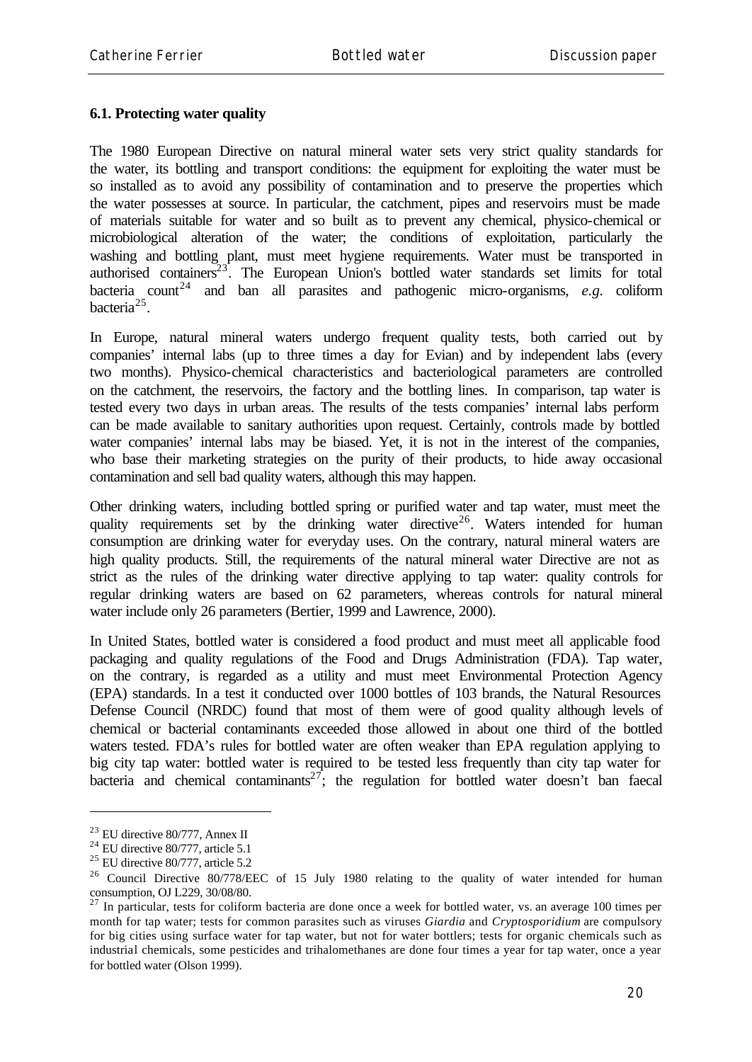### 6.1. Protecting water quality

The 1980 European Directive on natural mineral water sets very strict quality standards for the water, its bottling and transport conditions: the equipment for exploiting the water must be so installed as to avoid any possibility of contamination and to preserve the properties which the water possesses at source. In particular, the catchment, pipes and reservoirs must be made of materials suitable for water and so built as to prevent any chemical, physico-chemical or microbiological alteration of the water; the conditions of exploitation, particularly the washing and bottling plant, must meet hygiene requirements. Water must be transported in authorised containers[23]. The European Union's bottled water standards set limits for total bacteria count[24] and ban all parasites and pathogenic micro-organisms, *e.g.* coliform bacteria[25].

In Europe, natural mineral waters undergo frequent quality tests, both carried out by companies' internal labs (up to three times a day for Evian) and by independent labs (every two months). Physico-chemical characteristics and bacteriological parameters are controlled on the catchment, the reservoirs, the factory and the bottling lines. In comparison, tap water is tested every two days in urban areas. The results of the tests companies' internal labs perform can be made available to sanitary authorities upon request. Certainly, controls made by bottled water companies' internal labs may be biased. Yet, it is not in the interest of the companies, who base their marketing strategies on the purity of their products, to hide away occasional contamination and sell bad quality waters, although this may happen.

Other drinking waters, including bottled spring or purified water and tap water, must meet the quality requirements set by the drinking water directive[26]. Waters intended for human consumption are drinking water for everyday uses. On the contrary, natural mineral waters are high quality products. Still, the requirements of the natural mineral water Directive are not as strict as the rules of the drinking water directive applying to tap water: quality controls for regular drinking waters are based on 62 parameters, whereas controls for natural mineral water include only 26 parameters (Bertier, 1999 and Lawrence, 2000).

In United States, bottled water is considered a food product and must meet all applicable food packaging and quality regulations of the Food and Drugs Administration (FDA). Tap water, on the contrary, is regarded as a utility and must meet Environmental Protection Agency (EPA) standards. In a test it conducted over 1000 bottles of 103 brands, the Natural Resources Defense Council (NRDC) found that most of them were of good quality although levels of chemical or bacterial contaminants exceeded those allowed in about one third of the bottled waters tested. FDA's rules for bottled water are often weaker than EPA regulation applying to big city tap water: bottled water is required to be tested less frequently than city tap water for bacteria and chemical contaminants[27]; the regulation for bottled water doesn't ban faecal

---

[23] EU directive 80/777, Annex II

[24] EU directive 80/777, article 5.1

[25] EU directive 80/777, article 5.2

[26] Council Directive 80/778/EEC of 15 July 1980 relating to the quality of water intended for human consumption, OJ L229, 30/08/80.

[27] In particular, tests for coliform bacteria are done once a week for bottled water, vs. an average 100 times per month for tap water; tests for common parasites such as viruses *Giardia* and *Cryptosporidium* are compulsory for big cities using surface water for tap water, but not for water bottlers; tests for organic chemicals such as industrial chemicals, some pesticides and trihalomethanes are done four times a year for tap water, once a year for bottled water (Olson 1999).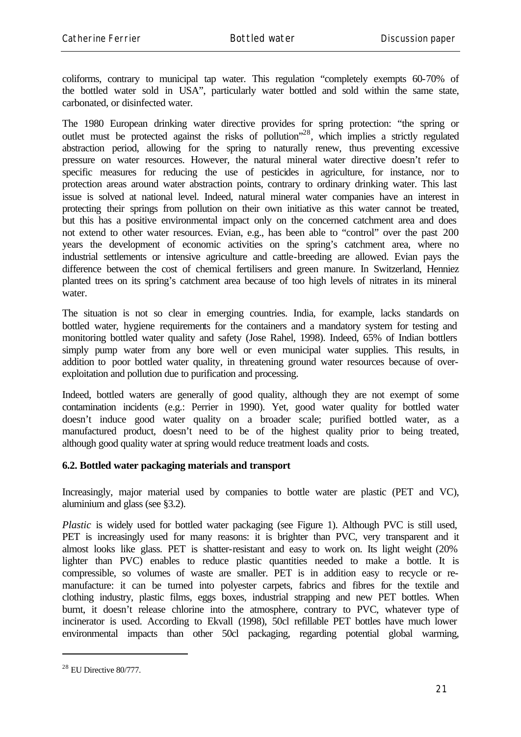coliforms, contrary to municipal tap water. This regulation "completely exempts 60-70% of the bottled water sold in USA", particularly water bottled and sold within the same state, carbonated, or disinfected water.

The 1980 European drinking water directive provides for spring protection: "the spring or outlet must be protected against the risks of pollution"[28], which implies a strictly regulated abstraction period, allowing for the spring to naturally renew, thus preventing excessive pressure on water resources. However, the natural mineral water directive doesn't refer to specific measures for reducing the use of pesticides in agriculture, for instance, nor to protection areas around water abstraction points, contrary to ordinary drinking water. This last issue is solved at national level. Indeed, natural mineral water companies have an interest in protecting their springs from pollution on their own initiative as this water cannot be treated, but this has a positive environmental impact only on the concerned catchment area and does not extend to other water resources. Evian, e.g., has been able to "control" over the past 200 years the development of economic activities on the spring's catchment area, where no industrial settlements or intensive agriculture and cattle-breeding are allowed. Evian pays the difference between the cost of chemical fertilisers and green manure. In Switzerland, Henniez planted trees on its spring's catchment area because of too high levels of nitrates in its mineral water.

The situation is not so clear in emerging countries. India, for example, lacks standards on bottled water, hygiene requirements for the containers and a mandatory system for testing and monitoring bottled water quality and safety (Jose Rahel, 1998). Indeed, 65% of Indian bottlers simply pump water from any bore well or even municipal water supplies. This results, in addition to poor bottled water quality, in threatening ground water resources because of over-exploitation and pollution due to purification and processing.

Indeed, bottled waters are generally of good quality, although they are not exempt of some contamination incidents (e.g.: Perrier in 1990). Yet, good water quality for bottled water doesn't induce good water quality on a broader scale; purified bottled water, as a manufactured product, doesn't need to be of the highest quality prior to being treated, although good quality water at spring would reduce treatment loads and costs.

### 6.2. Bottled water packaging materials and transport

Increasingly, major material used by companies to bottle water are plastic (PET and VC), aluminium and glass (see §3.2).

*Plastic* is widely used for bottled water packaging (see Figure 1). Although PVC is still used, PET is increasingly used for many reasons: it is brighter than PVC, very transparent and it almost looks like glass. PET is shatter-resistant and easy to work on. Its light weight (20% lighter than PVC) enables to reduce plastic quantities needed to make a bottle. It is compressible, so volumes of waste are smaller. PET is in addition easy to recycle or re-manufacture: it can be turned into polyester carpets, fabrics and fibres for the textile and clothing industry, plastic films, eggs boxes, industrial strapping and new PET bottles. When burnt, it doesn't release chlorine into the atmosphere, contrary to PVC, whatever type of incinerator is used. According to Ekvall (1998), 50cl refillable PET bottles have much lower environmental impacts than other 50cl packaging, regarding potential global warming,

---

[28] EU Directive 80/777.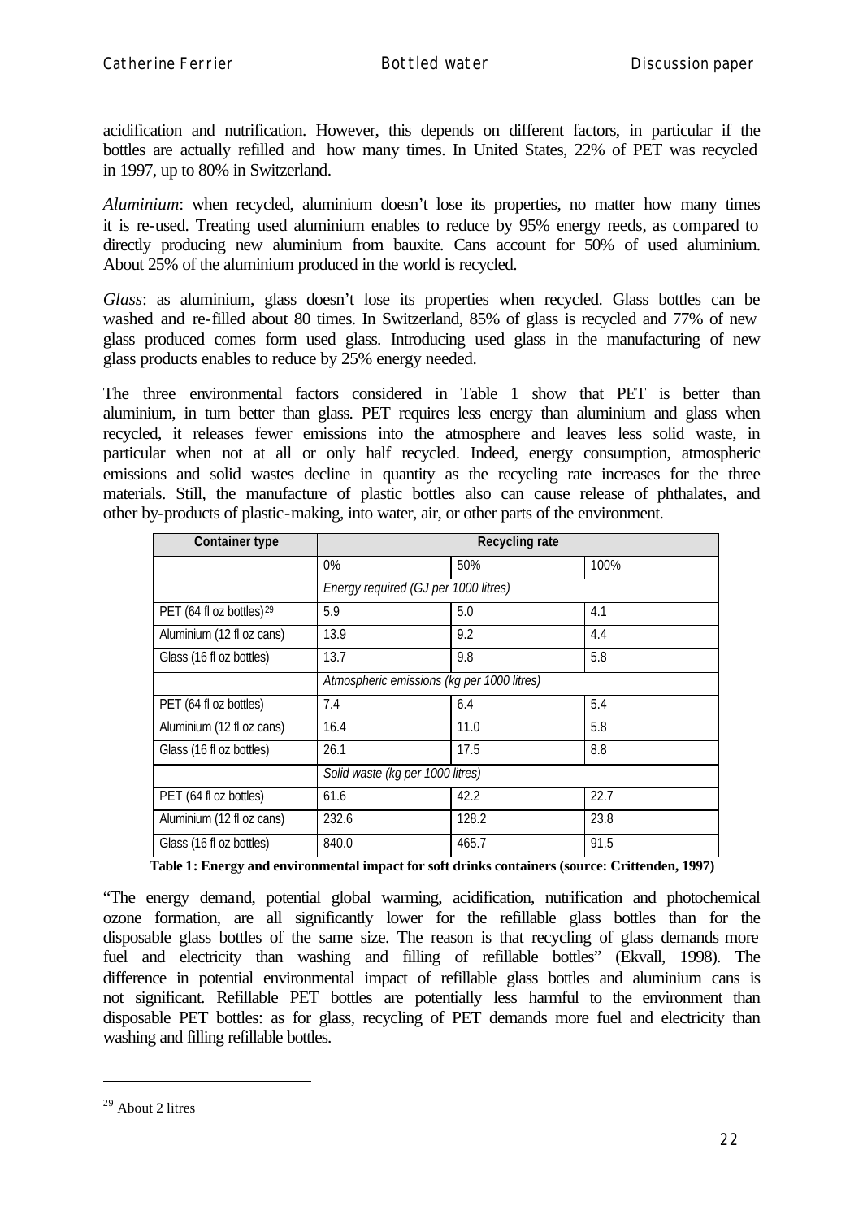acidification and nutrification. However, this depends on different factors, in particular if the bottles are actually refilled and how many times. In United States, 22% of PET was recycled in 1997, up to 80% in Switzerland.

*Aluminium*: when recycled, aluminium doesn't lose its properties, no matter how many times it is re-used. Treating used aluminium enables to reduce by 95% energy needs, as compared to directly producing new aluminium from bauxite. Cans account for 50% of used aluminium. About 25% of the aluminium produced in the world is recycled.

*Glass*: as aluminium, glass doesn't lose its properties when recycled. Glass bottles can be washed and re-filled about 80 times. In Switzerland, 85% of glass is recycled and 77% of new glass produced comes form used glass. Introducing used glass in the manufacturing of new glass products enables to reduce by 25% energy needed.

The three environmental factors considered in Table 1 show that PET is better than aluminium, in turn better than glass. PET requires less energy than aluminium and glass when recycled, it releases fewer emissions into the atmosphere and leaves less solid waste, in particular when not at all or only half recycled. Indeed, energy consumption, atmospheric emissions and solid wastes decline in quantity as the recycling rate increases for the three materials. Still, the manufacture of plastic bottles also can cause release of phthalates, and other by-products of plastic-making, into water, air, or other parts of the environment.

| Container type | Recycling rate | | |
|---|---|---|---|
| | 0% | 50% | 100% |
| | *Energy required (GJ per 1000 litres)* | | |
| PET (64 fl oz bottles)[29] | 5.9 | 5.0 | 4.1 |
| Aluminium (12 fl oz cans) | 13.9 | 9.2 | 4.4 |
| Glass (16 fl oz bottles) | 13.7 | 9.8 | 5.8 |
| | *Atmospheric emissions (kg per 1000 litres)* | | |
| PET (64 fl oz bottles) | 7.4 | 6.4 | 5.4 |
| Aluminium (12 fl oz cans) | 16.4 | 11.0 | 5.8 |
| Glass (16 fl oz bottles) | 26.1 | 17.5 | 8.8 |
| | *Solid waste (kg per 1000 litres)* | | |
| PET (64 fl oz bottles) | 61.6 | 42.2 | 22.7 |
| Aluminium (12 fl oz cans) | 232.6 | 128.2 | 23.8 |
| Glass (16 fl oz bottles) | 840.0 | 465.7 | 91.5 |

**Table 1: Energy and environmental impact for soft drinks containers (source: Crittenden, 1997)**

"The energy demand, potential global warming, acidification, nutrification and photochemical ozone formation, are all significantly lower for the refillable glass bottles than for the disposable glass bottles of the same size. The reason is that recycling of glass demands more fuel and electricity than washing and filling of refillable bottles" (Ekvall, 1998). The difference in potential environmental impact of refillable glass bottles and aluminium cans is not significant. Refillable PET bottles are potentially less harmful to the environment than disposable PET bottles: as for glass, recycling of PET demands more fuel and electricity than washing and filling refillable bottles.

[29] About 2 litres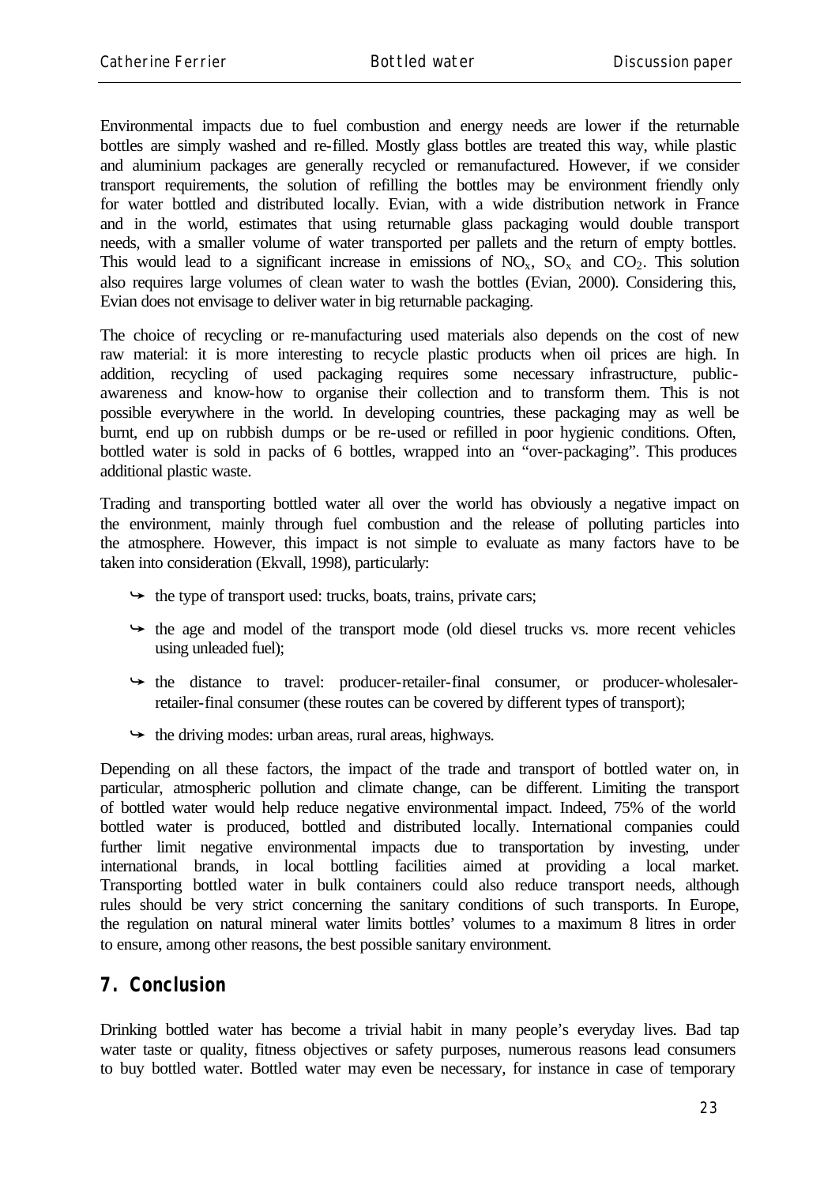Environmental impacts due to fuel combustion and energy needs are lower if the returnable bottles are simply washed and re-filled. Mostly glass bottles are treated this way, while plastic and aluminium packages are generally recycled or remanufactured. However, if we consider transport requirements, the solution of refilling the bottles may be environment friendly only for water bottled and distributed locally. Evian, with a wide distribution network in France and in the world, estimates that using returnable glass packaging would double transport needs, with a smaller volume of water transported per pallets and the return of empty bottles. This would lead to a significant increase in emissions of $NO_x$, $SO_x$ and $CO_2$. This solution also requires large volumes of clean water to wash the bottles (Evian, 2000). Considering this, Evian does not envisage to deliver water in big returnable packaging.

The choice of recycling or re-manufacturing used materials also depends on the cost of new raw material: it is more interesting to recycle plastic products when oil prices are high. In addition, recycling of used packaging requires some necessary infrastructure, public-awareness and know-how to organise their collection and to transform them. This is not possible everywhere in the world. In developing countries, these packaging may as well be burnt, end up on rubbish dumps or be re-used or refilled in poor hygienic conditions. Often, bottled water is sold in packs of 6 bottles, wrapped into an "over-packaging". This produces additional plastic waste.

Trading and transporting bottled water all over the world has obviously a negative impact on the environment, mainly through fuel combustion and the release of polluting particles into the atmosphere. However, this impact is not simple to evaluate as many factors have to be taken into consideration (Ekvall, 1998), particularly:

- the type of transport used: trucks, boats, trains, private cars;
- the age and model of the transport mode (old diesel trucks vs. more recent vehicles using unleaded fuel);
- the distance to travel: producer-retailer-final consumer, or producer-wholesaler-retailer-final consumer (these routes can be covered by different types of transport);
- the driving modes: urban areas, rural areas, highways.

Depending on all these factors, the impact of the trade and transport of bottled water on, in particular, atmospheric pollution and climate change, can be different. Limiting the transport of bottled water would help reduce negative environmental impact. Indeed, 75% of the world bottled water is produced, bottled and distributed locally. International companies could further limit negative environmental impacts due to transportation by investing, under international brands, in local bottling facilities aimed at providing a local market. Transporting bottled water in bulk containers could also reduce transport needs, although rules should be very strict concerning the sanitary conditions of such transports. In Europe, the regulation on natural mineral water limits bottles' volumes to a maximum 8 litres in order to ensure, among other reasons, the best possible sanitary environment.

## 7. Conclusion

Drinking bottled water has become a trivial habit in many people's everyday lives. Bad tap water taste or quality, fitness objectives or safety purposes, numerous reasons lead consumers to buy bottled water. Bottled water may even be necessary, for instance in case of temporary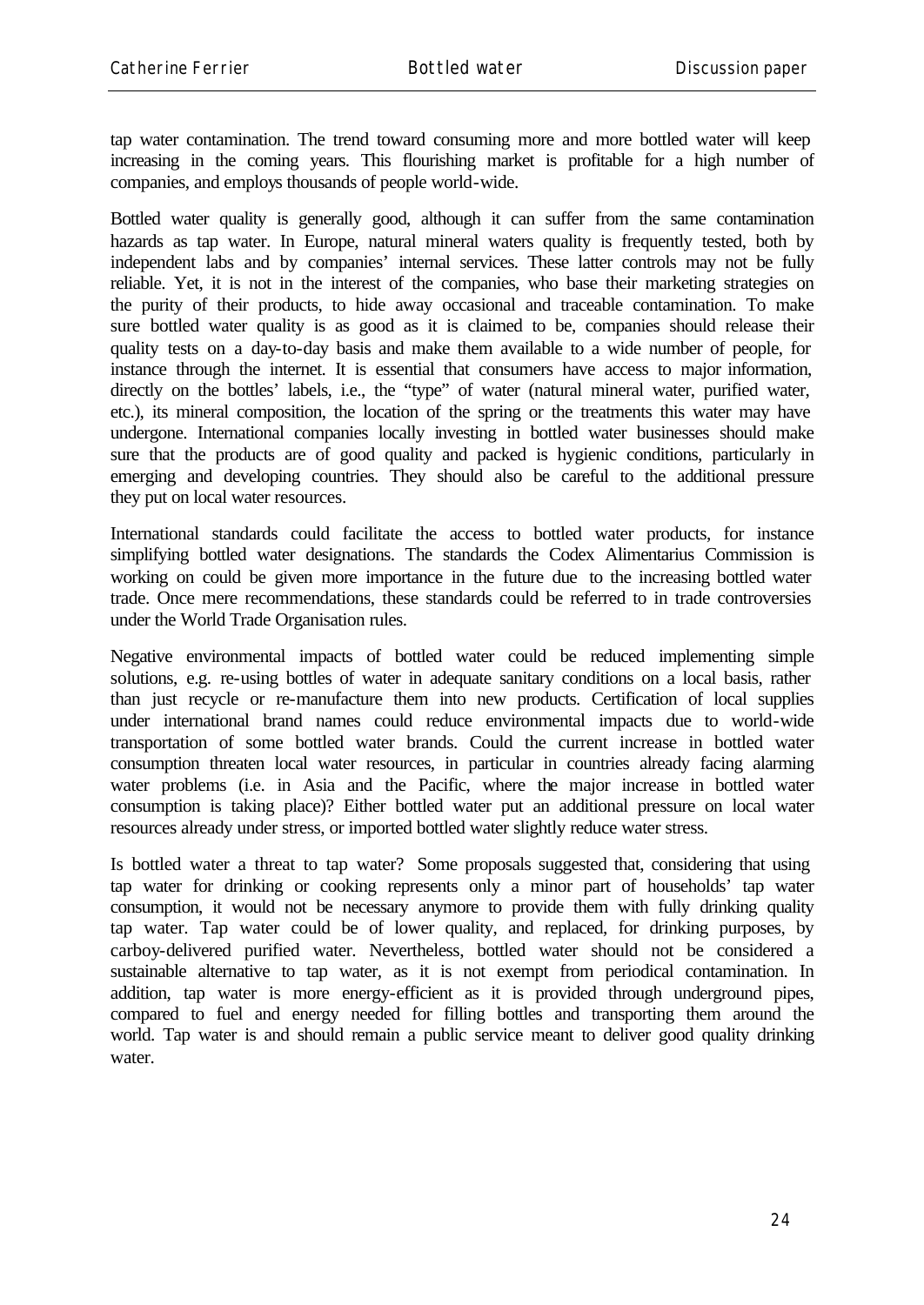tap water contamination. The trend toward consuming more and more bottled water will keep increasing in the coming years. This flourishing market is profitable for a high number of companies, and employs thousands of people world-wide.

Bottled water quality is generally good, although it can suffer from the same contamination hazards as tap water. In Europe, natural mineral waters quality is frequently tested, both by independent labs and by companies' internal services. These latter controls may not be fully reliable. Yet, it is not in the interest of the companies, who base their marketing strategies on the purity of their products, to hide away occasional and traceable contamination. To make sure bottled water quality is as good as it is claimed to be, companies should release their quality tests on a day-to-day basis and make them available to a wide number of people, for instance through the internet. It is essential that consumers have access to major information, directly on the bottles' labels, i.e., the "type" of water (natural mineral water, purified water, etc.), its mineral composition, the location of the spring or the treatments this water may have undergone. International companies locally investing in bottled water businesses should make sure that the products are of good quality and packed is hygienic conditions, particularly in emerging and developing countries. They should also be careful to the additional pressure they put on local water resources.

International standards could facilitate the access to bottled water products, for instance simplifying bottled water designations. The standards the Codex Alimentarius Commission is working on could be given more importance in the future due to the increasing bottled water trade. Once mere recommendations, these standards could be referred to in trade controversies under the World Trade Organisation rules.

Negative environmental impacts of bottled water could be reduced implementing simple solutions, e.g. re-using bottles of water in adequate sanitary conditions on a local basis, rather than just recycle or re-manufacture them into new products. Certification of local supplies under international brand names could reduce environmental impacts due to world-wide transportation of some bottled water brands. Could the current increase in bottled water consumption threaten local water resources, in particular in countries already facing alarming water problems (i.e. in Asia and the Pacific, where the major increase in bottled water consumption is taking place)? Either bottled water put an additional pressure on local water resources already under stress, or imported bottled water slightly reduce water stress.

Is bottled water a threat to tap water? Some proposals suggested that, considering that using tap water for drinking or cooking represents only a minor part of households' tap water consumption, it would not be necessary anymore to provide them with fully drinking quality tap water. Tap water could be of lower quality, and replaced, for drinking purposes, by carboy-delivered purified water. Nevertheless, bottled water should not be considered a sustainable alternative to tap water, as it is not exempt from periodical contamination. In addition, tap water is more energy-efficient as it is provided through underground pipes, compared to fuel and energy needed for filling bottles and transporting them around the world. Tap water is and should remain a public service meant to deliver good quality drinking water.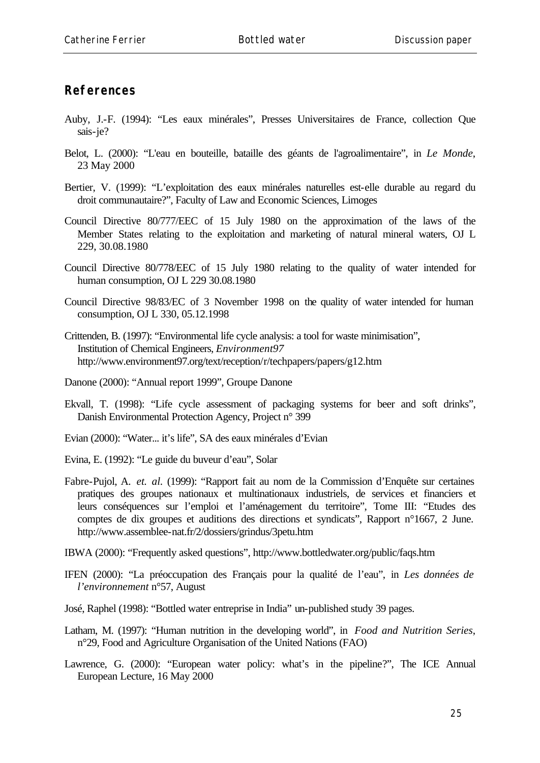## References

Auby, J.-F. (1994): "Les eaux minérales", Presses Universitaires de France, collection Que sais-je?

Belot, L. (2000): "L'eau en bouteille, bataille des géants de l'agroalimentaire", in *Le Monde*, 23 May 2000

Bertier, V. (1999): "L'exploitation des eaux minérales naturelles est-elle durable au regard du droit communautaire?", Faculty of Law and Economic Sciences, Limoges

Council Directive 80/777/EEC of 15 July 1980 on the approximation of the laws of the Member States relating to the exploitation and marketing of natural mineral waters, OJ L 229, 30.08.1980

Council Directive 80/778/EEC of 15 July 1980 relating to the quality of water intended for human consumption, OJ L 229 30.08.1980

Council Directive 98/83/EC of 3 November 1998 on the quality of water intended for human consumption, OJ L 330, 05.12.1998

Crittenden, B. (1997): "Environmental life cycle analysis: a tool for waste minimisation", Institution of Chemical Engineers, *Environment97* http://www.environment97.org/text/reception/r/techpapers/papers/g12.htm

Danone (2000): "Annual report 1999", Groupe Danone

Ekvall, T. (1998): "Life cycle assessment of packaging systems for beer and soft drinks", Danish Environmental Protection Agency, Project n° 399

Evian (2000): "Water... it's life", SA des eaux minérales d'Evian

Evina, E. (1992): "Le guide du buveur d'eau", Solar

Fabre-Pujol, A. *et. al*. (1999): "Rapport fait au nom de la Commission d'Enquête sur certaines pratiques des groupes nationaux et multinationaux industriels, de services et financiers et leurs conséquences sur l'emploi et l'aménagement du territoire", Tome III: "Etudes des comptes de dix groupes et auditions des directions et syndicats", Rapport n°1667, 2 June. http://www.assemblee-nat.fr/2/dossiers/grindus/3petu.htm

IBWA (2000): "Frequently asked questions", http://www.bottledwater.org/public/faqs.htm

IFEN (2000): "La préoccupation des Français pour la qualité de l'eau", in *Les données de l'environnement* n°57, August

José, Raphel (1998): "Bottled water entreprise in India" un-published study 39 pages.

Latham, M. (1997): "Human nutrition in the developing world", in *Food and Nutrition Series*, n°29, Food and Agriculture Organisation of the United Nations (FAO)

Lawrence, G. (2000): "European water policy: what's in the pipeline?", The ICE Annual European Lecture, 16 May 2000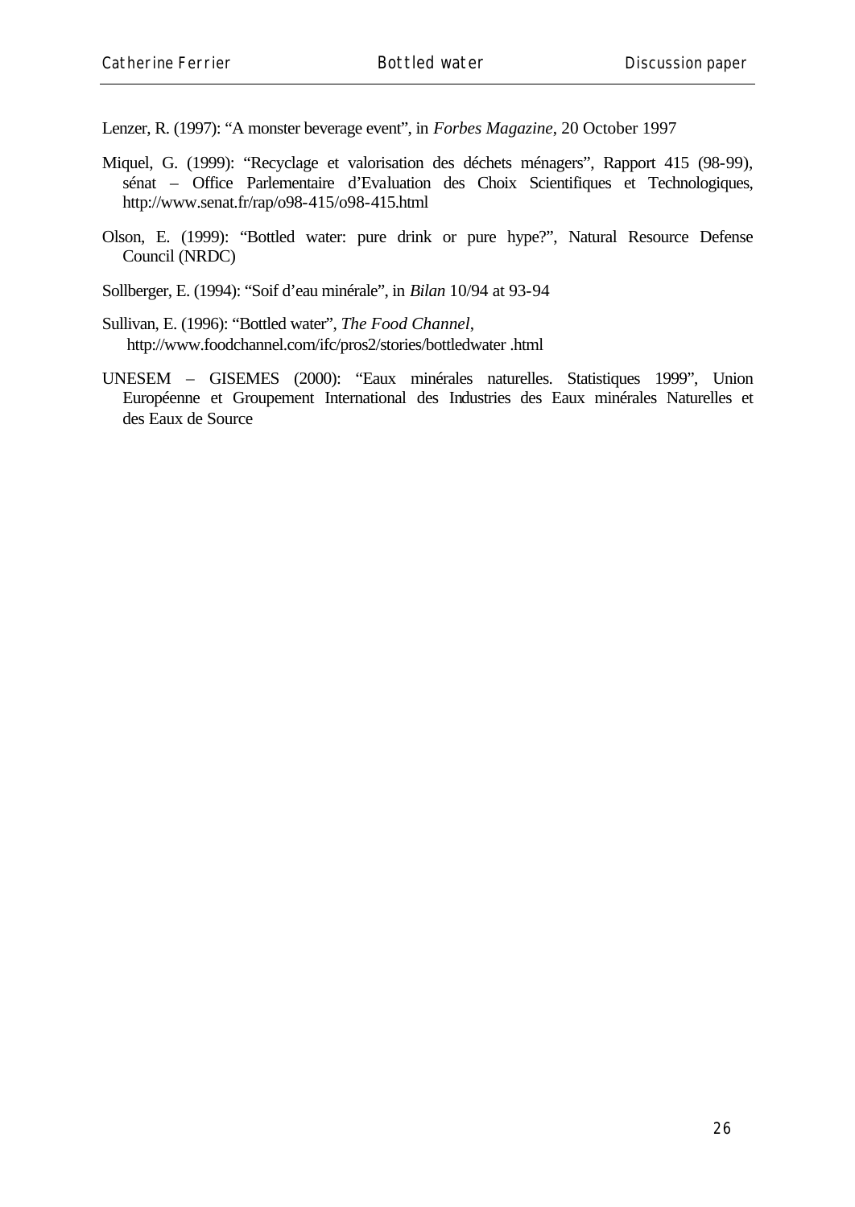Lenzer, R. (1997): "A monster beverage event", in *Forbes Magazine*, 20 October 1997

Miquel, G. (1999): "Recyclage et valorisation des déchets ménagers", Rapport 415 (98-99), sénat – Office Parlementaire d'Evaluation des Choix Scientifiques et Technologiques, http://www.senat.fr/rap/o98-415/o98-415.html

Olson, E. (1999): "Bottled water: pure drink or pure hype?", Natural Resource Defense Council (NRDC)

Sollberger, E. (1994): "Soif d'eau minérale", in *Bilan* 10/94 at 93-94

Sullivan, E. (1996): "Bottled water", *The Food Channel*, http://www.foodchannel.com/ifc/pros2/stories/bottledwater .html

UNESEM – GISEMES (2000): "Eaux minérales naturelles. Statistiques 1999", Union Européenne et Groupement International des Industries des Eaux minérales Naturelles et des Eaux de Source